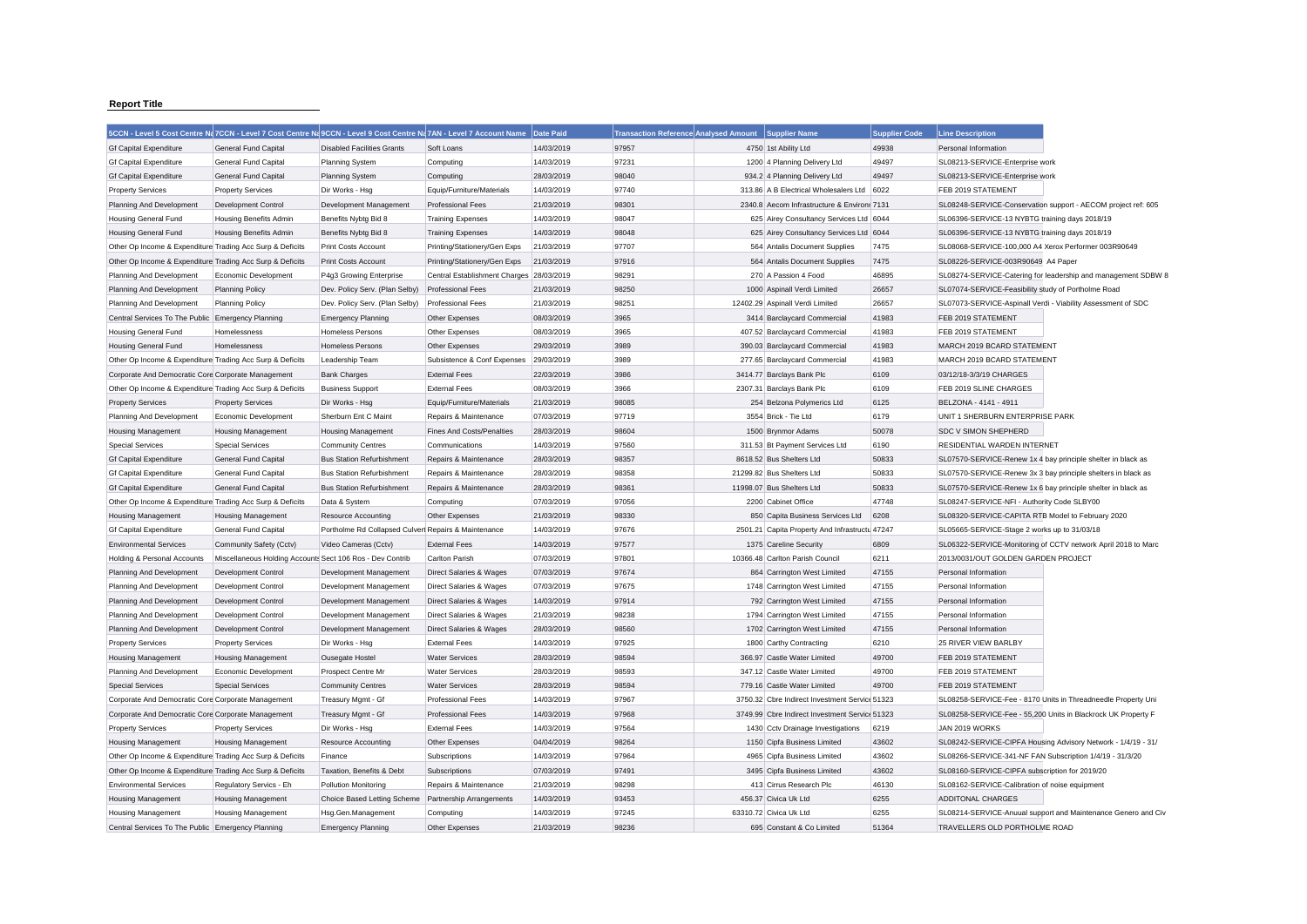**Report Title**

| 5CCN - Level 5 Cost Centre Na | 7CCN - Level 7 Cost Centre Na | 9CCN - Level 9 Cost Centre Na | 7AN - Level 7 Account Name | Date Paid | Transaction Reference | Analysed Amount | Supplier Name | Supplier Code | Line Description |
|---|---|---|---|---|---|---|---|---|---|
| Gf Capital Expenditure | General Fund Capital | Disabled Facilities Grants | Soft Loans | 14/03/2019 | 97957 | 4750 | 1st Ability Ltd | 49938 | Personal Information |
| Gf Capital Expenditure | General Fund Capital | Planning System | Computing | 14/03/2019 | 97231 | 1200 | 4 Planning Delivery Ltd | 49497 | SL08213-SERVICE-Enterprise work |
| Gf Capital Expenditure | General Fund Capital | Planning System | Computing | 28/03/2019 | 98040 | 934.2 | 4 Planning Delivery Ltd | 49497 | SL08213-SERVICE-Enterprise work |
| Property Services | Property Services | Dir Works - Hsg | Equip/Furniture/Materials | 14/03/2019 | 97740 | 313.86 | A B Electrical Wholesalers Ltd | 6022 | FEB 2019 STATEMENT |
| Planning And Development | Development Control | Development Management | Professional Fees | 21/03/2019 | 98301 | 2340.8 | Aecom Infrastructure & Environ | 7131 | SL08248-SERVICE-Conservation support - AECOM project ref: 605 |
| Housing General Fund | Housing Benefits Admin | Benefits Nybtg Bid 8 | Training Expenses | 14/03/2019 | 98047 | 625 | Airey Consultancy Services Ltd | 6044 | SL06396-SERVICE-13 NYBTG training days 2018/19 |
| Housing General Fund | Housing Benefits Admin | Benefits Nybtg Bid 8 | Training Expenses | 14/03/2019 | 98048 | 625 | Airey Consultancy Services Ltd | 6044 | SL06396-SERVICE-13 NYBTG training days 2018/19 |
| Other Op Income & Expenditure | Trading Acc Surp & Deficits | Print Costs Account | Printing/Stationery/Gen Exps | 21/03/2019 | 97707 | 564 | Antalis Document Supplies | 7475 | SL08068-SERVICE-100,000 A4 Xerox Performer 003R90649 |
| Other Op Income & Expenditure | Trading Acc Surp & Deficits | Print Costs Account | Printing/Stationery/Gen Exps | 21/03/2019 | 97916 | 564 | Antalis Document Supplies | 7475 | SL08226-SERVICE-003R90649 A4 Paper |
| Planning And Development | Economic Development | P4g3 Growing Enterprise | Central Establishment Charges | 28/03/2019 | 98291 | 270 | A Passion 4 Food | 46895 | SL08274-SERVICE-Catering for leadership and management SDBW 8 |
| Planning And Development | Planning Policy | Dev. Policy Serv. (Plan Selby) | Professional Fees | 21/03/2019 | 98250 | 1000 | Aspinall Verdi Limited | 26657 | SL07074-SERVICE-Feasibility study of Portholme Road |
| Planning And Development | Planning Policy | Dev. Policy Serv. (Plan Selby) | Professional Fees | 21/03/2019 | 98251 | 12402.29 | Aspinall Verdi Limited | 26657 | SL07073-SERVICE-Aspinall Verdi - Viability Assessment of SDC |
| Central Services To The Public | Emergency Planning | Emergency Planning | Other Expenses | 08/03/2019 | 3965 | 3414 | Barclaycard Commercial | 41983 | FEB 2019 STATEMENT |
| Housing General Fund | Homelessness | Homeless Persons | Other Expenses | 08/03/2019 | 3965 | 407.52 | Barclaycard Commercial | 41983 | FEB 2019 STATEMENT |
| Housing General Fund | Homelessness | Homeless Persons | Other Expenses | 29/03/2019 | 3989 | 390.03 | Barclaycard Commercial | 41983 | MARCH 2019 BCARD STATEMENT |
| Other Op Income & Expenditure | Trading Acc Surp & Deficits | Leadership Team | Subsistence & Conf Expenses | 29/03/2019 | 3989 | 277.65 | Barclaycard Commercial | 41983 | MARCH 2019 BCARD STATEMENT |
| Corporate And Democratic Core | Corporate Management | Bank Charges | External Fees | 22/03/2019 | 3986 | 3414.77 | Barclays Bank Plc | 6109 | 03/12/18-3/3/19 CHARGES |
| Other Op Income & Expenditure | Trading Acc Surp & Deficits | Business Support | External Fees | 08/03/2019 | 3966 | 2307.31 | Barclays Bank Plc | 6109 | FEB 2019 SLINE CHARGES |
| Property Services | Property Services | Dir Works - Hsg | Equip/Furniture/Materials | 21/03/2019 | 98085 | 254 | Belzona Polymerics Ltd | 6125 | BELZONA - 4141 - 4911 |
| Planning And Development | Economic Development | Sherburn Ent C Maint | Repairs & Maintenance | 07/03/2019 | 97719 | 3554 | Brick - Tie Ltd | 6179 | UNIT 1 SHERBURN ENTERPRISE PARK |
| Housing Management | Housing Management | Housing Management | Fines And Costs/Penalties | 28/03/2019 | 98604 | 1500 | Brynmor Adams | 50078 | SDC V SIMON SHEPHERD |
| Special Services | Special Services | Community Centres | Communications | 14/03/2019 | 97560 | 311.53 | Bt Payment Services Ltd | 6190 | RESIDENTIAL WARDEN INTERNET |
| Gf Capital Expenditure | General Fund Capital | Bus Station Refurbishment | Repairs & Maintenance | 28/03/2019 | 98357 | 8618.52 | Bus Shelters Ltd | 50833 | SL07570-SERVICE-Renew 1x 4 bay principle shelter in black as |
| Gf Capital Expenditure | General Fund Capital | Bus Station Refurbishment | Repairs & Maintenance | 28/03/2019 | 98358 | 21299.82 | Bus Shelters Ltd | 50833 | SL07570-SERVICE-Renew 3x 3 bay principle shelters in black as |
| Gf Capital Expenditure | General Fund Capital | Bus Station Refurbishment | Repairs & Maintenance | 28/03/2019 | 98361 | 11998.07 | Bus Shelters Ltd | 50833 | SL07570-SERVICE-Renew 1x 6 bay principle shelter in black as |
| Other Op Income & Expenditure | Trading Acc Surp & Deficits | Data & System | Computing | 07/03/2019 | 97056 | 2200 | Cabinet Office | 47748 | SL08247-SERVICE-NFI - Authority Code SLBY00 |
| Housing Management | Housing Management | Resource Accounting | Other Expenses | 21/03/2019 | 98330 | 850 | Capita Business Services Ltd | 6208 | SL08320-SERVICE-CAPITA RTB Model to February 2020 |
| Gf Capital Expenditure | General Fund Capital | Portholme Rd Collapsed Culvert | Repairs & Maintenance | 14/03/2019 | 97676 | 2501.21 | Capita Property And Infrastructu | 47247 | SL05665-SERVICE-Stage 2 works up to 31/03/18 |
| Environmental Services | Community Safety (Cctv) | Video Cameras (Cctv) | External Fees | 14/03/2019 | 97577 | 1375 | Careline Security | 6809 | SL06322-SERVICE-Monitoring of CCTV network April 2018 to Marc |
| Holding & Personal Accounts | Miscellaneous Holding Accounts | Sect 106 Ros - Dev Contrib | Carlton Parish | 07/03/2019 | 97801 | 10366.48 | Carlton Parish Council | 6211 | 2013/0031/OUT GOLDEN GARDEN PROJECT |
| Planning And Development | Development Control | Development Management | Direct Salaries & Wages | 07/03/2019 | 97674 | 864 | Carrington West Limited | 47155 | Personal Information |
| Planning And Development | Development Control | Development Management | Direct Salaries & Wages | 07/03/2019 | 97675 | 1748 | Carrington West Limited | 47155 | Personal Information |
| Planning And Development | Development Control | Development Management | Direct Salaries & Wages | 14/03/2019 | 97914 | 792 | Carrington West Limited | 47155 | Personal Information |
| Planning And Development | Development Control | Development Management | Direct Salaries & Wages | 21/03/2019 | 98238 | 1794 | Carrington West Limited | 47155 | Personal Information |
| Planning And Development | Development Control | Development Management | Direct Salaries & Wages | 28/03/2019 | 98560 | 1702 | Carrington West Limited | 47155 | Personal Information |
| Property Services | Property Services | Dir Works - Hsg | External Fees | 14/03/2019 | 97925 | 1800 | Carthy Contracting | 6210 | 25 RIVER VIEW BARLBY |
| Housing Management | Housing Management | Ousegate Hostel | Water Services | 28/03/2019 | 98594 | 366.97 | Castle Water Limited | 49700 | FEB 2019 STATEMENT |
| Planning And Development | Economic Development | Prospect Centre Mr | Water Services | 28/03/2019 | 98593 | 347.12 | Castle Water Limited | 49700 | FEB 2019 STATEMENT |
| Special Services | Special Services | Community Centres | Water Services | 28/03/2019 | 98594 | 779.16 | Castle Water Limited | 49700 | FEB 2019 STATEMENT |
| Corporate And Democratic Core | Corporate Management | Treasury Mgmt - Gf | Professional Fees | 14/03/2019 | 97967 | 3750.32 | Cbre Indirect Investment Service | 51323 | SL08258-SERVICE-Fee - 8170 Units in Threadneedle Property Uni |
| Corporate And Democratic Core | Corporate Management | Treasury Mgmt - Gf | Professional Fees | 14/03/2019 | 97968 | 3749.99 | Cbre Indirect Investment Service | 51323 | SL08258-SERVICE-Fee - 55,200 Units in Blackrock UK Property F |
| Property Services | Property Services | Dir Works - Hsg | External Fees | 14/03/2019 | 97564 | 1430 | Cctv Drainage Investigations | 6219 | JAN 2019 WORKS |
| Housing Management | Housing Management | Resource Accounting | Other Expenses | 04/04/2019 | 98264 | 1150 | Cipfa Business Limited | 43602 | SL08242-SERVICE-CIPFA Housing Advisory Network - 1/4/19 - 31/ |
| Other Op Income & Expenditure | Trading Acc Surp & Deficits | Finance | Subscriptions | 14/03/2019 | 97964 | 4965 | Cipfa Business Limited | 43602 | SL08266-SERVICE-341-NF FAN Subscription 1/4/19 - 31/3/20 |
| Other Op Income & Expenditure | Trading Acc Surp & Deficits | Taxation, Benefits & Debt | Subscriptions | 07/03/2019 | 97491 | 3495 | Cipfa Business Limited | 43602 | SL08160-SERVICE-CIPFA subscription for 2019/20 |
| Environmental Services | Regulatory Servics - Eh | Pollution Monitoring | Repairs & Maintenance | 21/03/2019 | 98298 | 413 | Cirrus Research Plc | 46130 | SL08162-SERVICE-Calibration of noise equipment |
| Housing Management | Housing Management | Choice Based Letting Scheme | Partnership Arrangements | 14/03/2019 | 93453 | 456.37 | Civica Uk Ltd | 6255 | ADDITONAL CHARGES |
| Housing Management | Housing Management | Hsg.Gen.Management | Computing | 14/03/2019 | 97245 | 63310.72 | Civica Uk Ltd | 6255 | SL08214-SERVICE-Anuual support and Maintenance Genero and Civ |
| Central Services To The Public | Emergency Planning | Emergency Planning | Other Expenses | 21/03/2019 | 98236 | 695 | Constant & Co Limited | 51364 | TRAVELLERS OLD PORTHOLME ROAD |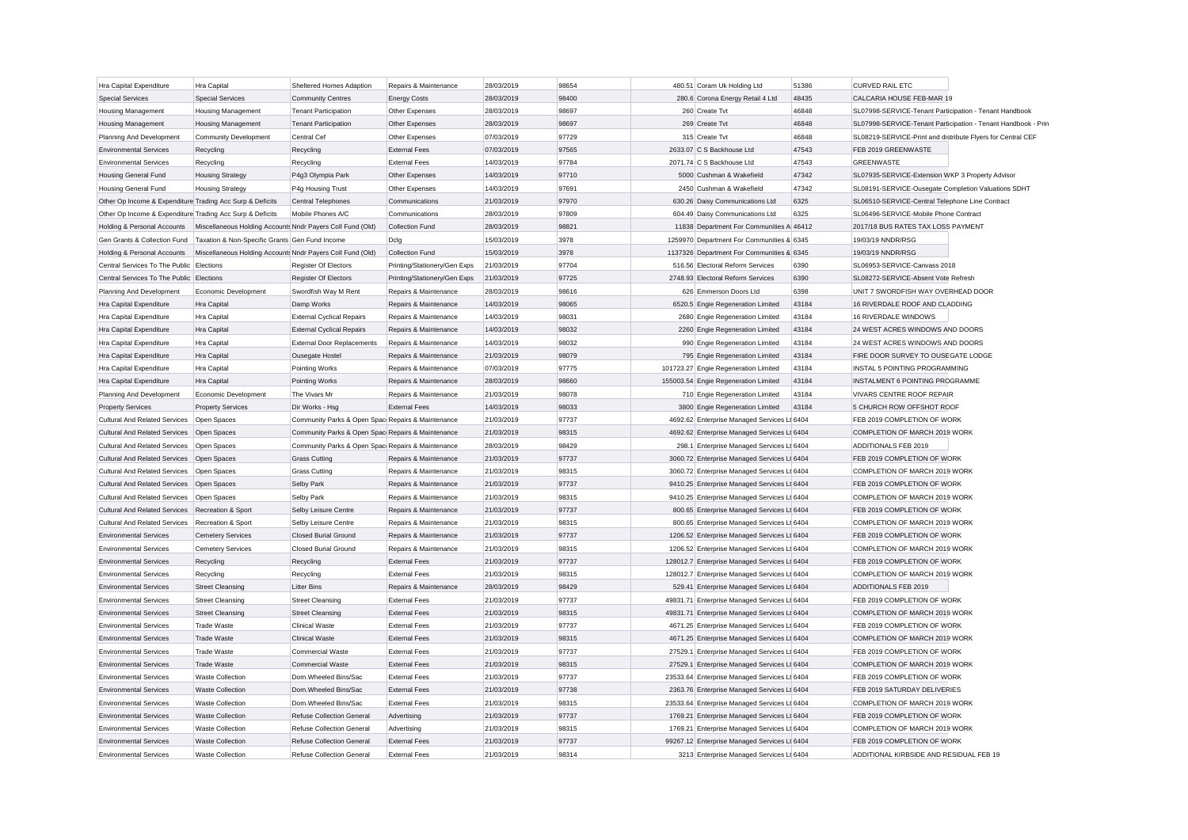| | | | | | | | | | |
|---|---|---|---|---|---|---|---|---|---|
| Hra Capital Expenditure | Hra Capital | Sheltered Homes Adaption | Repairs & Maintenance | 28/03/2019 | 98654 | 480.51 | Coram Uk Holding Ltd | 51386 | CURVED RAIL ETC |
| Special Services | Special Services | Community Centres | Energy Costs | 28/03/2019 | 98400 | 280.6 | Corona Energy Retail 4 Ltd | 48435 | CALCARIA HOUSE FEB-MAR 19 |
| Housing Management | Housing Management | Tenant Participation | Other Expenses | 28/03/2019 | 98697 | 260 | Create Tvt | 46848 | SL07998-SERVICE-Tenant Participation - Tenant Handbook |
| Housing Management | Housing Management | Tenant Participation | Other Expenses | 28/03/2019 | 98697 | 269 | Create Tvt | 46848 | SL07998-SERVICE-Tenant Participation - Tenant Handbook - Prin |
| Planning And Development | Community Development | Central Cef | Other Expenses | 07/03/2019 | 97729 | 315 | Create Tvt | 46848 | SL08219-SERVICE-Print and distribute Flyers for Central CEF |
| Environmental Services | Recycling | Recycling | External Fees | 07/03/2019 | 97565 | 2633.07 | C S Backhouse Ltd | 47543 | FEB 2019 GREENWASTE |
| Environmental Services | Recycling | Recycling | External Fees | 14/03/2019 | 97784 | 2071.74 | C S Backhouse Ltd | 47543 | GREENWASTE |
| Housing General Fund | Housing Strategy | P4g3 Olympia Park | Other Expenses | 14/03/2019 | 97710 | 5000 | Cushman & Wakefield | 47342 | SL07935-SERVICE-Extension WKP 3 Property Advisor |
| Housing General Fund | Housing Strategy | P4g Housing Trust | Other Expenses | 14/03/2019 | 97691 | 2450 | Cushman & Wakefield | 47342 | SL08191-SERVICE-Ousegate Completion Valuations SDHT |
| Other Op Income & Expenditure | Trading Acc Surp & Deficits | Central Telephones | Communications | 21/03/2019 | 97970 | 630.26 | Daisy Communications Ltd | 6325 | SL06510-SERVICE-Central Telephone Line Contract |
| Other Op Income & Expenditure | Trading Acc Surp & Deficits | Mobile Phones A/C | Communications | 28/03/2019 | 97809 | 604.49 | Daisy Communications Ltd | 6325 | SL06496-SERVICE-Mobile Phone Contract |
| Holding & Personal Accounts | Miscellaneous Holding Accounts | Nndr Payers Coll Fund (Old) | Collection Fund | 28/03/2019 | 98821 | 11838 | Department For Communities A | 46412 | 2017/18 BUS RATES TAX LOSS PAYMENT |
| Gen Grants & Collection Fund | Taxation & Non-Specific Grants | Gen Fund Income | Dclg | 15/03/2019 | 3978 | 1259970 | Department For Communities & | 6345 | 19/03/19 NNDR/RSG |
| Holding & Personal Accounts | Miscellaneous Holding Accounts | Nndr Payers Coll Fund (Old) | Collection Fund | 15/03/2019 | 3978 | 1137326 | Department For Communities & | 6345 | 19/03/19 NNDR/RSG |
| Central Services To The Public | Elections | Register Of Electors | Printing/Stationery/Gen Exps | 21/03/2019 | 97704 | 516.56 | Electoral Reform Services | 6390 | SL06953-SERVICE-Canvass 2018 |
| Central Services To The Public | Elections | Register Of Electors | Printing/Stationery/Gen Exps | 21/03/2019 | 97725 | 2748.93 | Electoral Reform Services | 6390 | SL08272-SERVICE-Absent Vote Refresh |
| Planning And Development | Economic Development | Swordfish Way M Rent | Repairs & Maintenance | 28/03/2019 | 98616 | 626 | Emmerson Doors Ltd | 6398 | UNIT 7 SWORDFISH WAY OVERHEAD DOOR |
| Hra Capital Expenditure | Hra Capital | Damp Works | Repairs & Maintenance | 14/03/2019 | 98065 | 6520.5 | Engie Regeneration Limited | 43184 | 16 RIVERDALE ROOF AND CLADDING |
| Hra Capital Expenditure | Hra Capital | External Cyclical Repairs | Repairs & Maintenance | 14/03/2019 | 98031 | 2680 | Engie Regeneration Limited | 43184 | 16 RIVERDALE WINDOWS |
| Hra Capital Expenditure | Hra Capital | External Cyclical Repairs | Repairs & Maintenance | 14/03/2019 | 98032 | 2260 | Engie Regeneration Limited | 43184 | 24 WEST ACRES WINDOWS AND DOORS |
| Hra Capital Expenditure | Hra Capital | External Door Replacements | Repairs & Maintenance | 14/03/2019 | 98032 | 990 | Engie Regeneration Limited | 43184 | 24 WEST ACRES WINDOWS AND DOORS |
| Hra Capital Expenditure | Hra Capital | Ousegate Hostel | Repairs & Maintenance | 21/03/2019 | 98079 | 795 | Engie Regeneration Limited | 43184 | FIRE DOOR SURVEY TO OUSEGATE LODGE |
| Hra Capital Expenditure | Hra Capital | Pointing Works | Repairs & Maintenance | 07/03/2019 | 97775 | 101723.27 | Engie Regeneration Limited | 43184 | INSTAL 5 POINTING PROGRAMMING |
| Hra Capital Expenditure | Hra Capital | Pointing Works | Repairs & Maintenance | 28/03/2019 | 98660 | 155003.54 | Engie Regeneration Limited | 43184 | INSTALMENT 6 POINTING PROGRAMME |
| Planning And Development | Economic Development | The Vivars Mr | Repairs & Maintenance | 21/03/2019 | 98078 | 710 | Engie Regeneration Limited | 43184 | VIVARS CENTRE ROOF REPAIR |
| Property Services | Property Services | Dir Works - Hsg | External Fees | 14/03/2019 | 98033 | 3800 | Engie Regeneration Limited | 43184 | 5 CHURCH ROW OFFSHOT ROOF |
| Cultural And Related Services | Open Spaces | Community Parks & Open Spac | Repairs & Maintenance | 21/03/2019 | 97737 | 4692.62 | Enterprise Managed Services Lt | 6404 | FEB 2019 COMPLETION OF WORK |
| Cultural And Related Services | Open Spaces | Community Parks & Open Spac | Repairs & Maintenance | 21/03/2019 | 98315 | 4692.62 | Enterprise Managed Services Lt | 6404 | COMPLETION OF MARCH 2019 WORK |
| Cultural And Related Services | Open Spaces | Community Parks & Open Spac | Repairs & Maintenance | 28/03/2019 | 98429 | 298.1 | Enterprise Managed Services Lt | 6404 | ADDITIONALS FEB 2019 |
| Cultural And Related Services | Open Spaces | Grass Cutting | Repairs & Maintenance | 21/03/2019 | 97737 | 3060.72 | Enterprise Managed Services Lt | 6404 | FEB 2019 COMPLETION OF WORK |
| Cultural And Related Services | Open Spaces | Grass Cutting | Repairs & Maintenance | 21/03/2019 | 98315 | 3060.72 | Enterprise Managed Services Lt | 6404 | COMPLETION OF MARCH 2019 WORK |
| Cultural And Related Services | Open Spaces | Selby Park | Repairs & Maintenance | 21/03/2019 | 97737 | 9410.25 | Enterprise Managed Services Lt | 6404 | FEB 2019 COMPLETION OF WORK |
| Cultural And Related Services | Open Spaces | Selby Park | Repairs & Maintenance | 21/03/2019 | 98315 | 9410.25 | Enterprise Managed Services Lt | 6404 | COMPLETION OF MARCH 2019 WORK |
| Cultural And Related Services | Recreation & Sport | Selby Leisure Centre | Repairs & Maintenance | 21/03/2019 | 97737 | 800.65 | Enterprise Managed Services Lt | 6404 | FEB 2019 COMPLETION OF WORK |
| Cultural And Related Services | Recreation & Sport | Selby Leisure Centre | Repairs & Maintenance | 21/03/2019 | 98315 | 800.65 | Enterprise Managed Services Lt | 6404 | COMPLETION OF MARCH 2019 WORK |
| Environmental Services | Cemetery Services | Closed Burial Ground | Repairs & Maintenance | 21/03/2019 | 97737 | 1206.52 | Enterprise Managed Services Lt | 6404 | FEB 2019 COMPLETION OF WORK |
| Environmental Services | Cemetery Services | Closed Burial Ground | Repairs & Maintenance | 21/03/2019 | 98315 | 1206.52 | Enterprise Managed Services Lt | 6404 | COMPLETION OF MARCH 2019 WORK |
| Environmental Services | Recycling | Recycling | External Fees | 21/03/2019 | 97737 | 128012.7 | Enterprise Managed Services Lt | 6404 | FEB 2019 COMPLETION OF WORK |
| Environmental Services | Recycling | Recycling | External Fees | 21/03/2019 | 98315 | 128012.7 | Enterprise Managed Services Lt | 6404 | COMPLETION OF MARCH 2019 WORK |
| Environmental Services | Street Cleansing | Litter Bins | Repairs & Maintenance | 28/03/2019 | 98429 | 529.41 | Enterprise Managed Services Lt | 6404 | ADDITIONALS FEB 2019 |
| Environmental Services | Street Cleansing | Street Cleansing | External Fees | 21/03/2019 | 97737 | 49831.71 | Enterprise Managed Services Lt | 6404 | FEB 2019 COMPLETION OF WORK |
| Environmental Services | Street Cleansing | Street Cleansing | External Fees | 21/03/2019 | 98315 | 49831.71 | Enterprise Managed Services Lt | 6404 | COMPLETION OF MARCH 2019 WORK |
| Environmental Services | Trade Waste | Clinical Waste | External Fees | 21/03/2019 | 97737 | 4671.25 | Enterprise Managed Services Lt | 6404 | FEB 2019 COMPLETION OF WORK |
| Environmental Services | Trade Waste | Clinical Waste | External Fees | 21/03/2019 | 98315 | 4671.25 | Enterprise Managed Services Lt | 6404 | COMPLETION OF MARCH 2019 WORK |
| Environmental Services | Trade Waste | Commercial Waste | External Fees | 21/03/2019 | 97737 | 27529.1 | Enterprise Managed Services Lt | 6404 | FEB 2019 COMPLETION OF WORK |
| Environmental Services | Trade Waste | Commercial Waste | External Fees | 21/03/2019 | 98315 | 27529.1 | Enterprise Managed Services Lt | 6404 | COMPLETION OF MARCH 2019 WORK |
| Environmental Services | Waste Collection | Dom.Wheeled Bins/Sac | External Fees | 21/03/2019 | 97737 | 23533.64 | Enterprise Managed Services Lt | 6404 | FEB 2019 COMPLETION OF WORK |
| Environmental Services | Waste Collection | Dom.Wheeled Bins/Sac | External Fees | 21/03/2019 | 97738 | 2363.76 | Enterprise Managed Services Lt | 6404 | FEB 2019 SATURDAY DELIVERIES |
| Environmental Services | Waste Collection | Dom.Wheeled Bins/Sac | External Fees | 21/03/2019 | 98315 | 23533.64 | Enterprise Managed Services Lt | 6404 | COMPLETION OF MARCH 2019 WORK |
| Environmental Services | Waste Collection | Refuse Collection General | Advertising | 21/03/2019 | 97737 | 1769.21 | Enterprise Managed Services Lt | 6404 | FEB 2019 COMPLETION OF WORK |
| Environmental Services | Waste Collection | Refuse Collection General | Advertising | 21/03/2019 | 98315 | 1769.21 | Enterprise Managed Services Lt | 6404 | COMPLETION OF MARCH 2019 WORK |
| Environmental Services | Waste Collection | Refuse Collection General | External Fees | 21/03/2019 | 97737 | 99267.12 | Enterprise Managed Services Lt | 6404 | FEB 2019 COMPLETION OF WORK |
| Environmental Services | Waste Collection | Refuse Collection General | External Fees | 21/03/2019 | 98314 | 3213 | Enterprise Managed Services Lt | 6404 | ADDITIONAL KIRBSIDE AND RESIDUAL FEB 19 |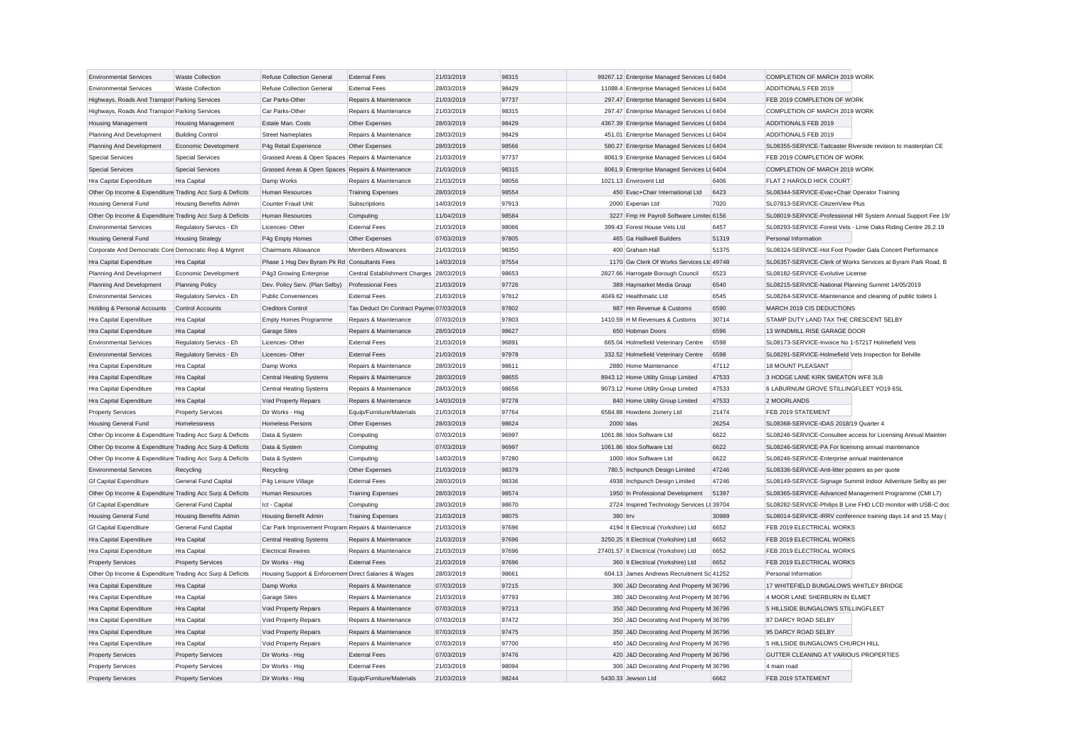| | | | | | | | | | |
|---|---|---|---|---|---|---|---|---|---|
| Environmental Services | Waste Collection | Refuse Collection General | External Fees | 21/03/2019 | 98315 | 99267.12 | Enterprise Managed Services Lt | 6404 | COMPLETION OF MARCH 2019 WORK |
| Environmental Services | Waste Collection | Refuse Collection General | External Fees | 28/03/2019 | 98429 | 11088.4 | Enterprise Managed Services Lt | 6404 | ADDITIONALS FEB 2019 |
| Highways, Roads And Transpor | Parking Services | Car Parks-Other | Repairs & Maintenance | 21/03/2019 | 97737 | 297.47 | Enterprise Managed Services Lt | 6404 | FEB 2019 COMPLETION OF WORK |
| Highways, Roads And Transpor | Parking Services | Car Parks-Other | Repairs & Maintenance | 21/03/2019 | 98315 | 297.47 | Enterprise Managed Services Lt | 6404 | COMPLETION OF MARCH 2019 WORK |
| Housing Management | Housing Management | Estate Man. Costs | Other Expenses | 28/03/2019 | 98429 | 4367.39 | Enterprise Managed Services Lt | 6404 | ADDITIONALS FEB 2019 |
| Planning And Development | Building Control | Street Nameplates | Repairs & Maintenance | 28/03/2019 | 98429 | 451.01 | Enterprise Managed Services Lt | 6404 | ADDITIONALS FEB 2019 |
| Planning And Development | Economic Development | P4g Retail Experience | Other Expenses | 28/03/2019 | 98566 | 580.27 | Enterprise Managed Services Lt | 6404 | SL08355-SERVICE-Tadcaster Riverside revision to masterplan CE |
| Special Services | Special Services | Grassed Areas & Open Spaces | Repairs & Maintenance | 21/03/2019 | 97737 | 8061.9 | Enterprise Managed Services Lt | 6404 | FEB 2019 COMPLETION OF WORK |
| Special Services | Special Services | Grassed Areas & Open Spaces | Repairs & Maintenance | 21/03/2019 | 98315 | 8061.9 | Enterprise Managed Services Lt | 6404 | COMPLETION OF MARCH 2019 WORK |
| Hra Capital Expenditure | Hra Capital | Damp Works | Repairs & Maintenance | 21/03/2019 | 98056 | 1021.13 | Envirovent Ltd | 6406 | FLAT 2 HAROLD HICK COURT |
| Other Op Income & Expenditure | Trading Acc Surp & Deficits | Human Resources | Training Expenses | 28/03/2019 | 98554 | 450 | Evac+Chair International Ltd | 6423 | SL08344-SERVICE-Evac+Chair Operator Training |
| Housing General Fund | Housing Benefits Admin | Counter Fraud Unit | Subscriptions | 14/03/2019 | 97913 | 2000 | Experian Ltd | 7020 | SL07813-SERVICE-CitizenView Plus |
| Other Op Income & Expenditure | Trading Acc Surp & Deficits | Human Resources | Computing | 11/04/2019 | 98584 | 3227 | Fmp Hr Payroll Software Limite | 6156 | SL08019-SERVICE-Professional HR System Annual Support Fee 19/ |
| Environmental Services | Regulatory Servics - Eh | Licences- Other | External Fees | 21/03/2019 | 98066 | 399.43 | Forest House Vets Ltd | 6457 | SL08293-SERVICE-Forest Vets - Lime Oaks Riding Centre 26.2.19 |
| Housing General Fund | Housing Strategy | P4g Empty Homes | Other Expenses | 07/03/2019 | 97805 | 465 | Ga Halliwell Builders | 51319 | Personal Information |
| Corporate And Democratic Core | Democratic Rep & Mgmnt | Chairmans Allowance | Members Allowances | 21/03/2019 | 98350 | 400 | Graham Hall | 51375 | SL08324-SERVICE-Hot Foot Powder Gala Concert Performance |
| Hra Capital Expenditure | Hra Capital | Phase 1 Hsg Dev Byram Pk Rd | Consultants Fees | 14/03/2019 | 97554 | 1170 | Gw Clerk Of Works Services Ltd | 49748 | SL06357-SERVICE-Clerk of Works Services at Byram Park Road, B |
| Planning And Development | Economic Development | P4g3 Growing Enterprise | Central Establishment Charges | 28/03/2019 | 98653 | 2827.66 | Harrogate Borough Council | 6523 | SL08182-SERVICE-Evolutive License |
| Planning And Development | Planning Policy | Dev. Policy Serv. (Plan Selby) | Professional Fees | 21/03/2019 | 97726 | 389 | Haymarket Media Group | 6540 | SL08215-SERVICE-National Planning Summit 14/05/2019 |
| Environmental Services | Regulatory Servics - Eh | Public Conveniences | External Fees | 21/03/2019 | 97812 | 4049.62 | Healthmatic Ltd | 6545 | SL08264-SERVICE-Maintenance and cleaning of public toilets 1 |
| Holding & Personal Accounts | Control Accounts | Creditors Control | Tax Deduct On Contract Payme | 07/03/2019 | 97802 | 987 | Hm Revenue & Customs | 6590 | MARCH 2019 CIS DEDUCTIONS |
| Hra Capital Expenditure | Hra Capital | Empty Homes Programme | Repairs & Maintenance | 07/03/2019 | 97803 | 1410.59 | H M Revenues & Customs | 30714 | STAMP DUTY LAND TAX THE CRESCENT SELBY |
| Hra Capital Expenditure | Hra Capital | Garage Sites | Repairs & Maintenance | 28/03/2019 | 98627 | 650 | Hobman Doors | 6596 | 13 WINDMILL RISE GARAGE DOOR |
| Environmental Services | Regulatory Servics - Eh | Licences- Other | External Fees | 21/03/2019 | 96891 | 665.04 | Holmefield Veterinary Centre | 6598 | SL08173-SERVICE-Invoice No 1-57217 Holmefield Vets |
| Environmental Services | Regulatory Servics - Eh | Licences- Other | External Fees | 21/03/2019 | 97978 | 332.52 | Holmefield Veterinary Centre | 6598 | SL08291-SERVICE-Holmefield Vets Inspection for Belville |
| Hra Capital Expenditure | Hra Capital | Damp Works | Repairs & Maintenance | 28/03/2019 | 98611 | 2880 | Home Maintenance | 47112 | 18 MOUNT PLEASANT |
| Hra Capital Expenditure | Hra Capital | Central Heating Systems | Repairs & Maintenance | 28/03/2019 | 98655 | 8943.12 | Home Utility Group Limited | 47533 | 3 HODGE LANE KIRK SMEATON WF8 3LB |
| Hra Capital Expenditure | Hra Capital | Central Heating Systems | Repairs & Maintenance | 28/03/2019 | 98656 | 9073.12 | Home Utility Group Limited | 47533 | 6 LABURNUM GROVE STILLINGFLEET YO19 6SL |
| Hra Capital Expenditure | Hra Capital | Void Property Repairs | Repairs & Maintenance | 14/03/2019 | 97278 | 840 | Home Utility Group Limited | 47533 | 2 MOORLANDS |
| Property Services | Property Services | Dir Works - Hsg | Equip/Furniture/Materials | 21/03/2019 | 97764 | 6584.88 | Howdens Joinery Ltd | 21474 | FEB 2019 STATEMENT |
| Housing General Fund | Homelessness | Homeless Persons | Other Expenses | 28/03/2019 | 98624 | 2000 | Idas | 26254 | SL08368-SERVICE-IDAS 2018/19 Quarter 4 |
| Other Op Income & Expenditure | Trading Acc Surp & Deficits | Data & System | Computing | 07/03/2019 | 96997 | 1061.86 | Idox Software Ltd | 6622 | SL08246-SERVICE-Consultee access for Licensing Annual Mainten |
| Other Op Income & Expenditure | Trading Acc Surp & Deficits | Data & System | Computing | 07/03/2019 | 96997 | 1061.86 | Idox Software Ltd | 6622 | SL08246-SERVICE-PA For licensing annual maintenance |
| Other Op Income & Expenditure | Trading Acc Surp & Deficits | Data & System | Computing | 14/03/2019 | 97280 | 1000 | Idox Software Ltd | 6622 | SL08246-SERVICE-Enterprise annual maintenance |
| Environmental Services | Recycling | Recycling | Other Expenses | 21/03/2019 | 98379 | 780.5 | Inchpunch Design Limited | 47246 | SL08336-SERVICE-Anti-litter posters as per quote |
| Gf Capital Expenditure | General Fund Capital | P4g Leisure Village | External Fees | 28/03/2019 | 98336 | 4938 | Inchpunch Design Limited | 47246 | SL08149-SERVICE-Signage Summit Indoor Adventure Selby as per |
| Other Op Income & Expenditure | Trading Acc Surp & Deficits | Human Resources | Training Expenses | 28/03/2019 | 98574 | 1950 | In Professional Development | 51397 | SL08365-SERVICE-Advanced Management Programme (CMI L7) |
| Gf Capital Expenditure | General Fund Capital | Ict - Capital | Computing | 28/03/2019 | 98670 | 2724 | Inspired Technology Services Lt | 39704 | SL08282-SERVICE-Philips B Line FHD LCD monitor with USB-C doc |
| Housing General Fund | Housing Benefits Admin | Housing Benefit Admin | Training Expenses | 21/03/2019 | 98075 | 380 | Irrv | 30989 | SL08014-SERVICE-IRRV conference training days 14 and 15 May ( |
| Gf Capital Expenditure | General Fund Capital | Car Park Improvement Program | Repairs & Maintenance | 21/03/2019 | 97696 | 4194 | It Electrical (Yorkshire) Ltd | 6652 | FEB 2019 ELECTRICAL WORKS |
| Hra Capital Expenditure | Hra Capital | Central Heating Systems | Repairs & Maintenance | 21/03/2019 | 97696 | 3250.25 | It Electrical (Yorkshire) Ltd | 6652 | FEB 2019 ELECTRICAL WORKS |
| Hra Capital Expenditure | Hra Capital | Electrical Rewires | Repairs & Maintenance | 21/03/2019 | 97696 | 27401.57 | It Electrical (Yorkshire) Ltd | 6652 | FEB 2019 ELECTRICAL WORKS |
| Property Services | Property Services | Dir Works - Hsg | External Fees | 21/03/2019 | 97696 | 360 | It Electrical (Yorkshire) Ltd | 6652 | FEB 2019 ELECTRICAL WORKS |
| Other Op Income & Expenditure | Trading Acc Surp & Deficits | Housing Support & Enforcemen | Direct Salaries & Wages | 28/03/2019 | 98661 | 604.13 | James Andrews Recruitment Sc | 41252 | Personal Information |
| Hra Capital Expenditure | Hra Capital | Damp Works | Repairs & Maintenance | 07/03/2019 | 97215 | 300 | J&D Decorating And Property M | 36796 | 17 WHITEFIELD BUNGALOWS WHITLEY BRIDGE |
| Hra Capital Expenditure | Hra Capital | Garage Sites | Repairs & Maintenance | 21/03/2019 | 97793 | 380 | J&D Decorating And Property M | 36796 | 4 MOOR LANE SHERBURN IN ELMET |
| Hra Capital Expenditure | Hra Capital | Void Property Repairs | Repairs & Maintenance | 07/03/2019 | 97213 | 350 | J&D Decorating And Property M | 36796 | 5 HILLSIDE BUNGALOWS STILLINGFLEET |
| Hra Capital Expenditure | Hra Capital | Void Property Repairs | Repairs & Maintenance | 07/03/2019 | 97472 | 350 | J&D Decorating And Property M | 36796 | 87 DARCY ROAD SELBY |
| Hra Capital Expenditure | Hra Capital | Void Property Repairs | Repairs & Maintenance | 07/03/2019 | 97475 | 350 | J&D Decorating And Property M | 36796 | 95 DARCY ROAD SELBY |
| Hra Capital Expenditure | Hra Capital | Void Property Repairs | Repairs & Maintenance | 07/03/2019 | 97700 | 450 | J&D Decorating And Property M | 36796 | 5 HILLSIDE BUNGALOWS CHURCH HILL |
| Property Services | Property Services | Dir Works - Hsg | External Fees | 07/03/2019 | 97476 | 420 | J&D Decorating And Property M | 36796 | GUTTER CLEANING AT VARIOUS PROPERTIES |
| Property Services | Property Services | Dir Works - Hsg | External Fees | 21/03/2019 | 98094 | 300 | J&D Decorating And Property M | 36796 | 4 main road |
| Property Services | Property Services | Dir Works - Hsg | Equip/Furniture/Materials | 21/03/2019 | 98244 | 5430.33 | Jewson Ltd | 6662 | FEB 2019 STATEMENT |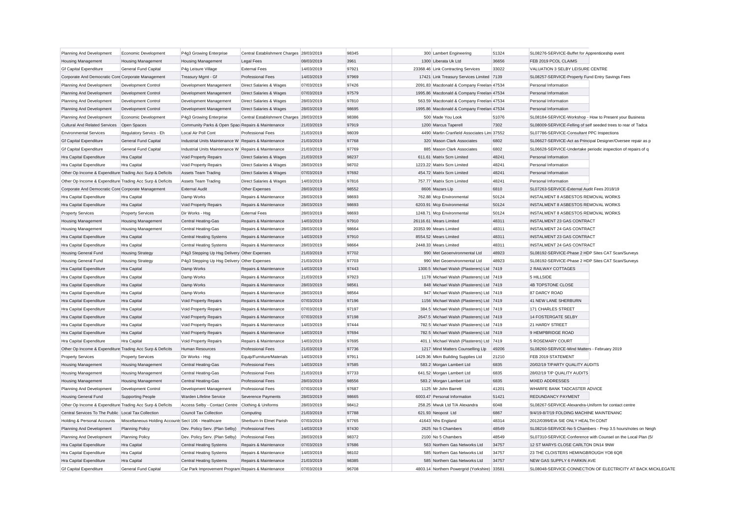| Planning And Development | Economic Development | P4g3 Growing Enterprise | Central Establishment Charges | 28/03/2019 | 98345 | 300 | Lambert Engineering | 51324 | SL08276-SERVICE-Buffet for Apprenticeship event |
|---|---|---|---|---|---|---|---|---|---|
| Housing Management | Housing Management | Housing Management | Legal Fees | 08/03/2019 | 3961 | 1300 | Liberata Uk Ltd | 36656 | FEB 2019 PCOL CLAIMS |
| Gf Capital Expenditure | General Fund Capital | P4g Leisure Village | External Fees | 14/03/2019 | 97921 | 23368.46 | Link Contracting Services | 33022 | VALUATION 3 SELBY LEISURE CENTRE |
| Corporate And Democratic Core | Corporate Management | Treasury Mgmt - Gf | Professional Fees | 14/03/2019 | 97969 | 17421 | Link Treasury Services Limited | 7139 | SL08257-SERVICE-Property Fund Entry Savings Fees |
| Planning And Development | Development Control | Development Management | Direct Salaries & Wages | 07/03/2019 | 97426 | 2091.83 | Macdonald & Company Freelan | 47534 | Personal Information |
| Planning And Development | Development Control | Development Management | Direct Salaries & Wages | 07/03/2019 | 97579 | 1995.86 | Macdonald & Company Freelan | 47534 | Personal Information |
| Planning And Development | Development Control | Development Management | Direct Salaries & Wages | 28/03/2019 | 97810 | 563.59 | Macdonald & Company Freelan | 47534 | Personal Information |
| Planning And Development | Development Control | Development Management | Direct Salaries & Wages | 28/03/2019 | 98695 | 1995.86 | Macdonald & Company Freelan | 47534 | Personal Information |
| Planning And Development | Economic Development | P4g3 Growing Enterprise | Central Establishment Charges | 28/03/2019 | 98386 | 500 | Made You Look | 51076 | SL08184-SERVICE-Workshop - How to Present your Business |
| Cultural And Related Services | Open Spaces | Community Parks & Open Spac | Repairs & Maintenance | 21/03/2019 | 97919 | 1200 | Marcus Taperell | 7302 | SL08009-SERVICE-Felling of self seeded trees to rear of Tadca |
| Environmental Services | Regulatory Servics - Eh | Local Air Poll Cont | Professional Fees | 21/03/2019 | 98039 | 4490 | Martin Cranfield Associates Lim | 37552 | SL07786-SERVICE-Consultant PPC Inspections |
| Gf Capital Expenditure | General Fund Capital | Industrial Units Maintenance W | Repairs & Maintenance | 21/03/2019 | 97768 | 320 | Mason Clark Associates | 6802 | SL06627-SERVICE-Act as Principal Designer/Oversee repair as p |
| Gf Capital Expenditure | General Fund Capital | Industrial Units Maintenance W | Repairs & Maintenance | 21/03/2019 | 97769 | 885 | Mason Clark Associates | 6802 | SL06628-SERVICE-Undertake periodic inspection of repairs of q |
| Hra Capital Expenditure | Hra Capital | Void Property Repairs | Direct Salaries & Wages | 21/03/2019 | 98237 | 611.61 | Matrix Scm Limited | 48241 | Personal Information |
| Hra Capital Expenditure | Hra Capital | Void Property Repairs | Direct Salaries & Wages | 28/03/2019 | 98702 | 1223.22 | Matrix Scm Limited | 48241 | Personal Information |
| Other Op Income & Expenditure | Trading Acc Surp & Deficits | Assets Team Trading | Direct Salaries & Wages | 07/03/2019 | 97692 | 454.72 | Matrix Scm Limited | 48241 | Personal Information |
| Other Op Income & Expenditure | Trading Acc Surp & Deficits | Assets Team Trading | Direct Salaries & Wages | 14/03/2019 | 97816 | 757.77 | Matrix Scm Limited | 48241 | Personal Information |
| Corporate And Democratic Core | Corporate Management | External Audit | Other Expenses | 28/03/2019 | 98552 | 8606 | Mazars Llp | 6810 | SL07263-SERVICE-External Audit Fees 2018/19 |
| Hra Capital Expenditure | Hra Capital | Damp Works | Repairs & Maintenance | 28/03/2019 | 98693 | 762.88 | Mcp Environmental | 50124 | INSTALMENT 8 ASBESTOS REMOVAL WORKS |
| Hra Capital Expenditure | Hra Capital | Void Property Repairs | Repairs & Maintenance | 28/03/2019 | 98693 | 6203.91 | Mcp Environmental | 50124 | INSTALMENT 8 ASBESTOS REMOVAL WORKS |
| Property Services | Property Services | Dir Works - Hsg | External Fees | 28/03/2019 | 98693 | 1248.71 | Mcp Environmental | 50124 | INSTALMENT 8 ASBESTOS REMOVAL WORKS |
| Housing Management | Housing Management | Central Heating-Gas | Repairs & Maintenance | 14/03/2019 | 97910 | 26116.61 | Mears Limited | 48311 | INSTALMENT 23 GAS CONTRACT |
| Housing Management | Housing Management | Central Heating-Gas | Repairs & Maintenance | 28/03/2019 | 98664 | 20353.99 | Mears Limited | 48311 | INSTALMENT 24 GAS CONTRACT |
| Hra Capital Expenditure | Hra Capital | Central Heating Systems | Repairs & Maintenance | 14/03/2019 | 97910 | 8554.52 | Mears Limited | 48311 | INSTALMENT 23 GAS CONTRACT |
| Hra Capital Expenditure | Hra Capital | Central Heating Systems | Repairs & Maintenance | 28/03/2019 | 98664 | 2448.33 | Mears Limited | 48311 | INSTALMENT 24 GAS CONTRACT |
| Housing General Fund | Housing Strategy | P4g3 Stepping Up Hsg Delivery | Other Expenses | 21/03/2019 | 97702 | 990 | Met Geoenvironmental Ltd | 48923 | SL08192-SERVICE-Phase 2 HDP Sites CAT Scan/Surveys |
| Housing General Fund | Housing Strategy | P4g3 Stepping Up Hsg Delivery | Other Expenses | 21/03/2019 | 97703 | 990 | Met Geoenvironmental Ltd | 48923 | SL08192-SERVICE-Phase 2 HDP Sites CAT Scan/Surveys |
| Hra Capital Expenditure | Hra Capital | Damp Works | Repairs & Maintenance | 14/03/2019 | 97443 | 1300.5 | Michael Walsh (Plasterers) Ltd | 7419 | 2 RAILWAY COTTAGES |
| Hra Capital Expenditure | Hra Capital | Damp Works | Repairs & Maintenance | 21/03/2019 | 97923 | 1178 | Michael Walsh (Plasterers) Ltd | 7419 | 5 HILLSIDE |
| Hra Capital Expenditure | Hra Capital | Damp Works | Repairs & Maintenance | 28/03/2019 | 98561 | 848 | Michael Walsh (Plasterers) Ltd | 7419 | 4B TOPSTONE CLOSE |
| Hra Capital Expenditure | Hra Capital | Damp Works | Repairs & Maintenance | 28/03/2019 | 98564 | 947 | Michael Walsh (Plasterers) Ltd | 7419 | 87 DARCY ROAD |
| Hra Capital Expenditure | Hra Capital | Void Property Repairs | Repairs & Maintenance | 07/03/2019 | 97196 | 1156 | Michael Walsh (Plasterers) Ltd | 7419 | 41 NEW LANE SHERBURN |
| Hra Capital Expenditure | Hra Capital | Void Property Repairs | Repairs & Maintenance | 07/03/2019 | 97197 | 384.5 | Michael Walsh (Plasterers) Ltd | 7419 | 171 CHARLES STREET |
| Hra Capital Expenditure | Hra Capital | Void Property Repairs | Repairs & Maintenance | 07/03/2019 | 97198 | 2647.5 | Michael Walsh (Plasterers) Ltd | 7419 | 14 FOSTERGATE SELBY |
| Hra Capital Expenditure | Hra Capital | Void Property Repairs | Repairs & Maintenance | 14/03/2019 | 97444 | 782.5 | Michael Walsh (Plasterers) Ltd | 7419 | 21 HARDY STREET |
| Hra Capital Expenditure | Hra Capital | Void Property Repairs | Repairs & Maintenance | 14/03/2019 | 97694 | 782.5 | Michael Walsh (Plasterers) Ltd | 7419 | 9 HEMPBRIDGE ROAD |
| Hra Capital Expenditure | Hra Capital | Void Property Repairs | Repairs & Maintenance | 14/03/2019 | 97695 | 401.1 | Michael Walsh (Plasterers) Ltd | 7419 | 5 ROSEMARY COURT |
| Other Op Income & Expenditure | Trading Acc Surp & Deficits | Human Resources | Professional Fees | 21/03/2019 | 97736 | 1217 | Mind Matters Counselling Llp | 49206 | SL08260-SERVICE-Mind Matters - February 2019 |
| Property Services | Property Services | Dir Works - Hsg | Equip/Furniture/Materials | 14/03/2019 | 97911 | 1429.36 | Mkm Building Supplies Ltd | 21210 | FEB 2019 STATEMENT |
| Housing Management | Housing Management | Central Heating-Gas | Professional Fees | 14/03/2019 | 97585 | 583.2 | Morgan Lambert Ltd | 6835 | 20/02/19 T/PARTY QUALITY AUDITS |
| Housing Management | Housing Management | Central Heating-Gas | Professional Fees | 21/03/2019 | 97733 | 641.52 | Morgan Lambert Ltd | 6835 | 28/02/19 T/P QUALITY AUDITS |
| Housing Management | Housing Management | Central Heating-Gas | Professional Fees | 28/03/2019 | 98556 | 583.2 | Morgan Lambert Ltd | 6835 | MIXED ADDRESSES |
| Planning And Development | Development Control | Development Management | Professional Fees | 07/03/2019 | 97687 | 1125 | Mr John Barrett | 41201 | WHARFE BANK TADCASTER ADVICE |
| Housing General Fund | Supporting People | Warden Lifeline Service | Severence Payments | 28/03/2019 | 98665 | 6003.47 | Personal Information | 51421 | REDUNDANCY PAYMENT |
| Other Op Income & Expenditure | Trading Acc Surp & Deficits | Access Selby - Contact Centre | Clothing & Uniforms | 28/03/2019 | 98412 | 258.25 | Mwuk Ltd T/A Alexandra | 6048 | SL08267-SERVICE-Alexandra-Uniform for contact centre |
| Central Services To The Public | Local Tax Collection | Council Tax Collection | Computing | 21/03/2019 | 97788 | 621.93 | Neopost Ltd | 6867 | 9/4/19-8/7/19 FOLDING MACHINE MAINTENANC |
| Holding & Personal Accounts | Miscellaneous Holding Accounts | Sect 106 - Healthcare | Sherburn In Elmet Parish | 07/03/2019 | 97765 | 41643 | Nhs England | 48314 | 2012/0399/EIA SIE ONLY HEALTH CONT |
| Planning And Development | Planning Policy | Dev. Policy Serv. (Plan Selby) | Professional Fees | 14/03/2019 | 97430 | 2625 | No 5 Chambers | 48549 | SL08216-SERVICE-No 5 Chambers - Prep 3.5 hours/notes on Neigh |
| Planning And Development | Planning Policy | Dev. Policy Serv. (Plan Selby) | Professional Fees | 28/03/2019 | 98372 | 2100 | No 5 Chambers | 48549 | SL07310-SERVICE-Conference with Counsel on the Local Plan (5/ |
| Hra Capital Expenditure | Hra Capital | Central Heating Systems | Repairs & Maintenance | 07/03/2019 | 97686 | 563 | Northern Gas Networks Ltd | 34757 | 12 ST MARYS CLOSE CARLTON DN14 9NW |
| Hra Capital Expenditure | Hra Capital | Central Heating Systems | Repairs & Maintenance | 14/03/2019 | 98102 | 585 | Northern Gas Networks Ltd | 34757 | 23 THE CLOISTERS HEMINGBROUGH YO8 6QR |
| Hra Capital Expenditure | Hra Capital | Central Heating Systems | Repairs & Maintenance | 21/03/2019 | 98385 | 585 | Northern Gas Networks Ltd | 34757 | NEW GAS SUPPLY 6 PARKIN AVE |
| Gf Capital Expenditure | General Fund Capital | Car Park Improvement Program | Repairs & Maintenance | 07/03/2019 | 96708 | 4803.14 | Northern Powergrid (Yorkshire) | 33581 | SL08048-SERVICE-CONNECTION OF ELECTRICITY AT BACK MICKLEGATE |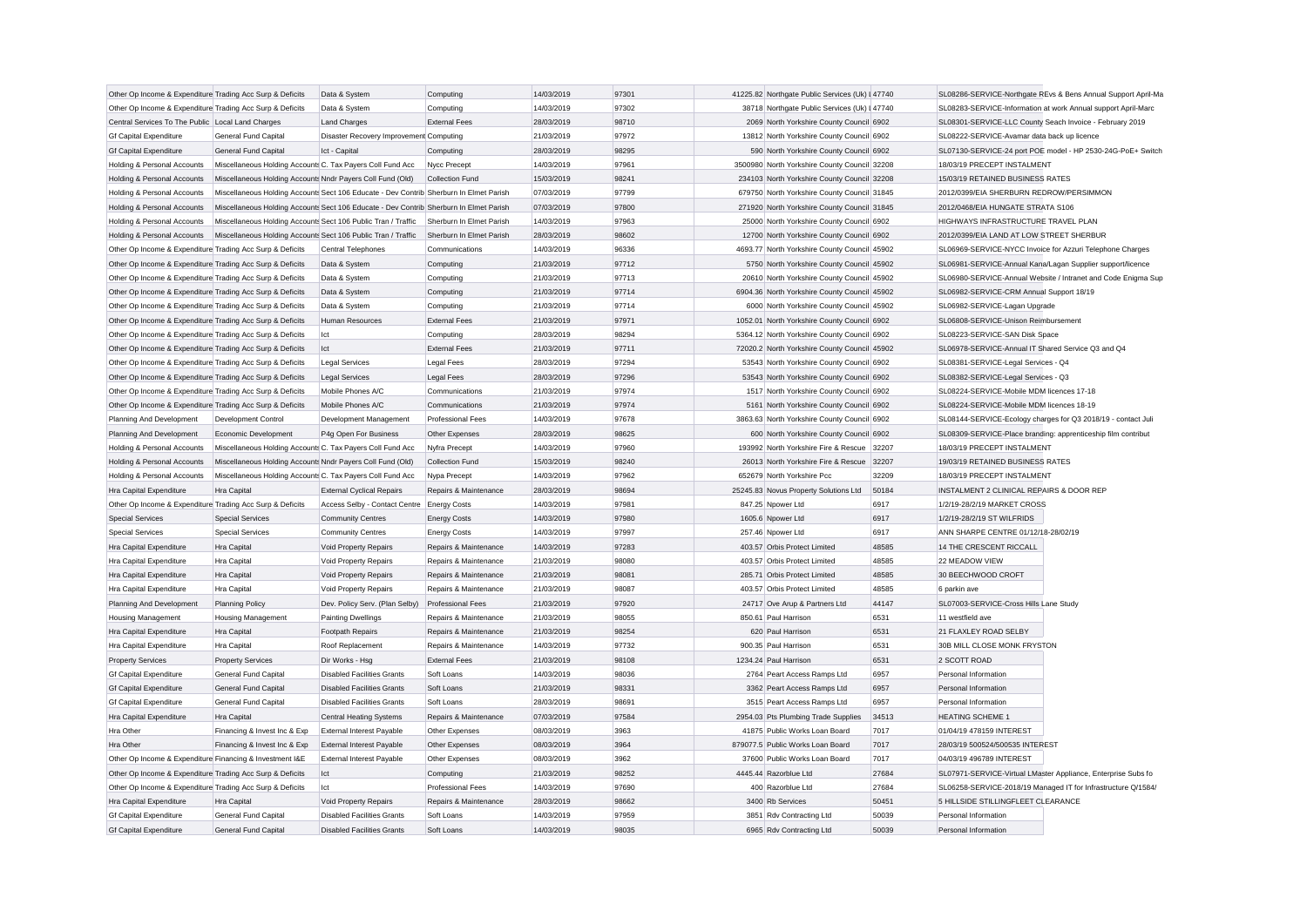| | | | | | | | | | |
|---|---|---|---|---|---|---|---|---|---|
| Other Op Income & Expenditure | Trading Acc Surp & Deficits | Data & System | Computing | 14/03/2019 | 97301 | 41225.82 | Northgate Public Services (Uk) Ltd | 47740 | SL08286-SERVICE-Northgate REvs & Bens Annual Support April-Ma |
| Other Op Income & Expenditure | Trading Acc Surp & Deficits | Data & System | Computing | 14/03/2019 | 97302 | 38718 | Northgate Public Services (Uk) Ltd | 47740 | SL08283-SERVICE-Information at work Annual support April-Marc |
| Central Services To The Public | Local Land Charges | Land Charges | External Fees | 28/03/2019 | 98710 | 2069 | North Yorkshire County Council | 6902 | SL08301-SERVICE-LLC County Seach Invoice - February 2019 |
| Gf Capital Expenditure | General Fund Capital | Disaster Recovery Improvement | Computing | 21/03/2019 | 97972 | 13812 | North Yorkshire County Council | 6902 | SL08222-SERVICE-Avamar data back up licence |
| Gf Capital Expenditure | General Fund Capital | Ict - Capital | Computing | 28/03/2019 | 98295 | 590 | North Yorkshire County Council | 6902 | SL07130-SERVICE-24 port POE model - HP 2530-24G-PoE+ Switch |
| Holding & Personal Accounts | Miscellaneous Holding Accounts | C. Tax Payers Coll Fund Acc | Nycc Precept | 14/03/2019 | 97961 | 3500980 | North Yorkshire County Council | 32208 | 18/03/19 PRECEPT INSTALMENT |
| Holding & Personal Accounts | Miscellaneous Holding Accounts | Nndr Payers Coll Fund (Old) | Collection Fund | 15/03/2019 | 98241 | 234103 | North Yorkshire County Council | 32208 | 15/03/19 RETAINED BUSINESS RATES |
| Holding & Personal Accounts | Miscellaneous Holding Accounts | Sect 106 Educate - Dev Contrib | Sherburn In Elmet Parish | 07/03/2019 | 97799 | 679750 | North Yorkshire County Council | 31845 | 2012/0399/EIA SHERBURN REDROW/PERSIMMON |
| Holding & Personal Accounts | Miscellaneous Holding Accounts | Sect 106 Educate - Dev Contrib | Sherburn In Elmet Parish | 07/03/2019 | 97800 | 271920 | North Yorkshire County Council | 31845 | 2012/0468/EIA HUNGATE STRATA S106 |
| Holding & Personal Accounts | Miscellaneous Holding Accounts | Sect 106 Public Tran / Traffic | Sherburn In Elmet Parish | 14/03/2019 | 97963 | 25000 | North Yorkshire County Council | 6902 | HIGHWAYS INFRASTRUCTURE TRAVEL PLAN |
| Holding & Personal Accounts | Miscellaneous Holding Accounts | Sect 106 Public Tran / Traffic | Sherburn In Elmet Parish | 28/03/2019 | 98602 | 12700 | North Yorkshire County Council | 6902 | 2012/0399/EIA LAND AT LOW STREET SHERBUR |
| Other Op Income & Expenditure | Trading Acc Surp & Deficits | Central Telephones | Communications | 14/03/2019 | 96336 | 4693.77 | North Yorkshire County Council | 45902 | SL06969-SERVICE-NYCC Invoice for Azzuri Telephone Charges |
| Other Op Income & Expenditure | Trading Acc Surp & Deficits | Data & System | Computing | 21/03/2019 | 97712 | 5750 | North Yorkshire County Council | 45902 | SL06981-SERVICE-Annual Kana/Lagan Supplier support/licence |
| Other Op Income & Expenditure | Trading Acc Surp & Deficits | Data & System | Computing | 21/03/2019 | 97713 | 20610 | North Yorkshire County Council | 45902 | SL06980-SERVICE-Annual Website / Intranet and Code Enigma Sup |
| Other Op Income & Expenditure | Trading Acc Surp & Deficits | Data & System | Computing | 21/03/2019 | 97714 | 6904.36 | North Yorkshire County Council | 45902 | SL06982-SERVICE-CRM Annual Support 18/19 |
| Other Op Income & Expenditure | Trading Acc Surp & Deficits | Data & System | Computing | 21/03/2019 | 97714 | 6000 | North Yorkshire County Council | 45902 | SL06982-SERVICE-Lagan Upgrade |
| Other Op Income & Expenditure | Trading Acc Surp & Deficits | Human Resources | External Fees | 21/03/2019 | 97971 | 1052.01 | North Yorkshire County Council | 6902 | SL06808-SERVICE-Unison Reimbursement |
| Other Op Income & Expenditure | Trading Acc Surp & Deficits | Ict | Computing | 28/03/2019 | 98294 | 5364.12 | North Yorkshire County Council | 6902 | SL08223-SERVICE-SAN Disk Space |
| Other Op Income & Expenditure | Trading Acc Surp & Deficits | Ict | External Fees | 21/03/2019 | 97711 | 72020.2 | North Yorkshire County Council | 45902 | SL06978-SERVICE-Annual IT Shared Service Q3 and Q4 |
| Other Op Income & Expenditure | Trading Acc Surp & Deficits | Legal Services | Legal Fees | 28/03/2019 | 97294 | 53543 | North Yorkshire County Council | 6902 | SL08381-SERVICE-Legal Services - Q4 |
| Other Op Income & Expenditure | Trading Acc Surp & Deficits | Legal Services | Legal Fees | 28/03/2019 | 97296 | 53543 | North Yorkshire County Council | 6902 | SL08382-SERVICE-Legal Services - Q3 |
| Other Op Income & Expenditure | Trading Acc Surp & Deficits | Mobile Phones A/C | Communications | 21/03/2019 | 97974 | 1517 | North Yorkshire County Council | 6902 | SL08224-SERVICE-Mobile MDM licences 17-18 |
| Other Op Income & Expenditure | Trading Acc Surp & Deficits | Mobile Phones A/C | Communications | 21/03/2019 | 97974 | 5161 | North Yorkshire County Council | 6902 | SL08224-SERVICE-Mobile MDM licences 18-19 |
| Planning And Development | Development Control | Development Management | Professional Fees | 14/03/2019 | 97678 | 3863.63 | North Yorkshire County Council | 6902 | SL08144-SERVICE-Ecology charges for Q3 2018/19 - contact Juli |
| Planning And Development | Economic Development | P4g Open For Business | Other Expenses | 28/03/2019 | 98625 | 600 | North Yorkshire County Council | 6902 | SL08309-SERVICE-Place branding: apprenticeship film contribut |
| Holding & Personal Accounts | Miscellaneous Holding Accounts | C. Tax Payers Coll Fund Acc | Nyfra Precept | 14/03/2019 | 97960 | 193992 | North Yorkshire Fire & Rescue | 32207 | 18/03/19 PRECEPT INSTALMENT |
| Holding & Personal Accounts | Miscellaneous Holding Accounts | Nndr Payers Coll Fund (Old) | Collection Fund | 15/03/2019 | 98240 | 26013 | North Yorkshire Fire & Rescue | 32207 | 19/03/19 RETAINED BUSINESS RATES |
| Holding & Personal Accounts | Miscellaneous Holding Accounts | C. Tax Payers Coll Fund Acc | Nypa Precept | 14/03/2019 | 97962 | 652679 | North Yorkshire Pcc | 32209 | 18/03/19 PRECEPT INSTALMENT |
| Hra Capital Expenditure | Hra Capital | External Cyclical Repairs | Repairs & Maintenance | 28/03/2019 | 98694 | 25245.83 | Novus Property Solutions Ltd | 50184 | INSTALMENT 2 CLINICAL REPAIRS & DOOR REP |
| Other Op Income & Expenditure | Trading Acc Surp & Deficits | Access Selby - Contact Centre | Energy Costs | 14/03/2019 | 97981 | 847.25 | Npower Ltd | 6917 | 1/2/19-28/2/19 MARKET CROSS |
| Special Services | Special Services | Community Centres | Energy Costs | 14/03/2019 | 97980 | 1605.6 | Npower Ltd | 6917 | 1/2/19-28/2/19 ST WILFRIDS |
| Special Services | Special Services | Community Centres | Energy Costs | 14/03/2019 | 97997 | 257.46 | Npower Ltd | 6917 | ANN SHARPE CENTRE 01/12/18-28/02/19 |
| Hra Capital Expenditure | Hra Capital | Void Property Repairs | Repairs & Maintenance | 14/03/2019 | 97283 | 403.57 | Orbis Protect Limited | 48585 | 14 THE CRESCENT RICCALL |
| Hra Capital Expenditure | Hra Capital | Void Property Repairs | Repairs & Maintenance | 21/03/2019 | 98080 | 403.57 | Orbis Protect Limited | 48585 | 22 MEADOW VIEW |
| Hra Capital Expenditure | Hra Capital | Void Property Repairs | Repairs & Maintenance | 21/03/2019 | 98081 | 285.71 | Orbis Protect Limited | 48585 | 30 BEECHWOOD CROFT |
| Hra Capital Expenditure | Hra Capital | Void Property Repairs | Repairs & Maintenance | 21/03/2019 | 98087 | 403.57 | Orbis Protect Limited | 48585 | 6 parkin ave |
| Planning And Development | Planning Policy | Dev. Policy Serv. (Plan Selby) | Professional Fees | 21/03/2019 | 97920 | 24717 | Ove Arup & Partners Ltd | 44147 | SL07003-SERVICE-Cross Hills Lane Study |
| Housing Management | Housing Management | Painting Dwellings | Repairs & Maintenance | 21/03/2019 | 98055 | 850.61 | Paul Harrison | 6531 | 11 westfield ave |
| Hra Capital Expenditure | Hra Capital | Footpath Repairs | Repairs & Maintenance | 21/03/2019 | 98254 | 620 | Paul Harrison | 6531 | 21 FLAXLEY ROAD SELBY |
| Hra Capital Expenditure | Hra Capital | Roof Replacement | Repairs & Maintenance | 14/03/2019 | 97732 | 900.35 | Paul Harrison | 6531 | 30B MILL CLOSE MONK FRYSTON |
| Property Services | Property Services | Dir Works - Hsg | External Fees | 21/03/2019 | 98108 | 1234.24 | Paul Harrison | 6531 | 2 SCOTT ROAD |
| Gf Capital Expenditure | General Fund Capital | Disabled Facilities Grants | Soft Loans | 14/03/2019 | 98036 | 2764 | Peart Access Ramps Ltd | 6957 | Personal Information |
| Gf Capital Expenditure | General Fund Capital | Disabled Facilities Grants | Soft Loans | 21/03/2019 | 98331 | 3362 | Peart Access Ramps Ltd | 6957 | Personal Information |
| Gf Capital Expenditure | General Fund Capital | Disabled Facilities Grants | Soft Loans | 28/03/2019 | 98691 | 3515 | Peart Access Ramps Ltd | 6957 | Personal Information |
| Hra Capital Expenditure | Hra Capital | Central Heating Systems | Repairs & Maintenance | 07/03/2019 | 97584 | 2954.03 | Pts Plumbing Trade Supplies | 34513 | HEATING SCHEME 1 |
| Hra Other | Financing & Invest Inc & Exp | External Interest Payable | Other Expenses | 08/03/2019 | 3963 | 41875 | Public Works Loan Board | 7017 | 01/04/19 478159 INTEREST |
| Hra Other | Financing & Invest Inc & Exp | External Interest Payable | Other Expenses | 08/03/2019 | 3964 | 879077.5 | Public Works Loan Board | 7017 | 28/03/19 500524/500535 INTEREST |
| Other Op Income & Expenditure | Financing & Investment I&E | External Interest Payable | Other Expenses | 08/03/2019 | 3962 | 37600 | Public Works Loan Board | 7017 | 04/03/19 496789 INTEREST |
| Other Op Income & Expenditure | Trading Acc Surp & Deficits | Ict | Computing | 21/03/2019 | 98252 | 4445.44 | Razorblue Ltd | 27684 | SL07971-SERVICE-Virtual LMaster Appliance, Enterprise Subs fo |
| Other Op Income & Expenditure | Trading Acc Surp & Deficits | Ict | Professional Fees | 14/03/2019 | 97690 | 400 | Razorblue Ltd | 27684 | SL06258-SERVICE-2018/19 Managed IT for Infrastructure Q/1584/ |
| Hra Capital Expenditure | Hra Capital | Void Property Repairs | Repairs & Maintenance | 28/03/2019 | 98662 | 3400 | Rb Services | 50451 | 5 HILLSIDE STILLINGFLEET CLEARANCE |
| Gf Capital Expenditure | General Fund Capital | Disabled Facilities Grants | Soft Loans | 14/03/2019 | 97959 | 3851 | Rdv Contracting Ltd | 50039 | Personal Information |
| Gf Capital Expenditure | General Fund Capital | Disabled Facilities Grants | Soft Loans | 14/03/2019 | 98035 | 6965 | Rdv Contracting Ltd | 50039 | Personal Information |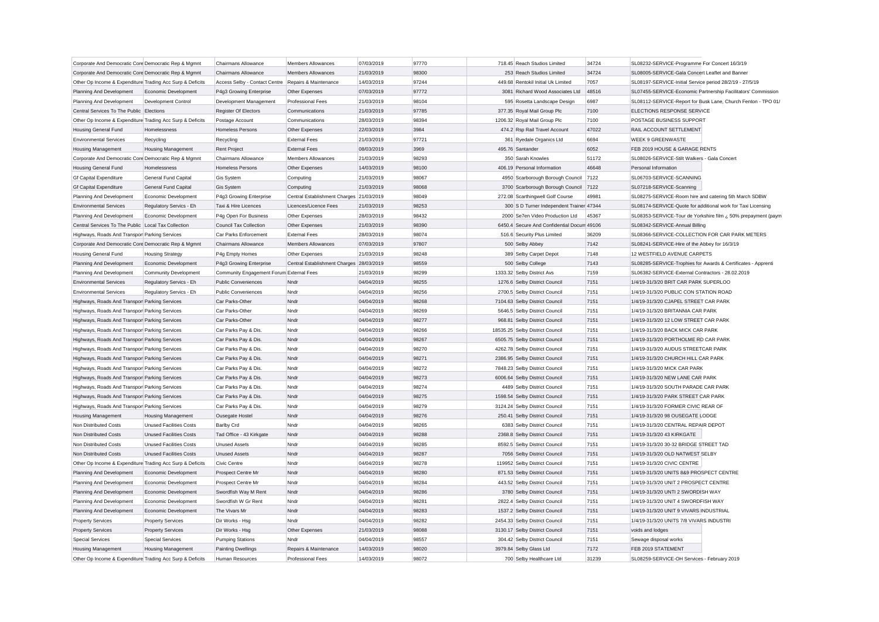| | | | | | | | | | |
|---|---|---|---|---|---|---|---|---|---|
| Corporate And Democratic Core | Democratic Rep & Mgmnt | Chairmans Allowance | Members Allowances | 07/03/2019 | 97770 | 718.45 | Reach Studios Limited | 34724 | SL08232-SERVICE-Programme For Concert 16/3/19 |
| Corporate And Democratic Core | Democratic Rep & Mgmnt | Chairmans Allowance | Members Allowances | 21/03/2019 | 98300 | 253 | Reach Studios Limited | 34724 | SL08005-SERVICE-Gala Concert Leaflet and Banner |
| Other Op Income & Expenditure | Trading Acc Surp & Deficits | Access Selby - Contact Centre | Repairs & Maintenance | 14/03/2019 | 97244 | 449.68 | Rentokil Initial Uk Limited | 7057 | SL08197-SERVICE-Initial Service period 28/2/19 - 27/5/19 |
| Planning And Development | Economic Development | P4g3 Growing Enterprise | Other Expenses | 07/03/2019 | 97772 | 3081 | Richard Wood Associates Ltd | 48516 | SL07455-SERVICE-Economic Partnership Facilitators' Commission |
| Planning And Development | Development Control | Development Management | Professional Fees | 21/03/2019 | 98104 | 595 | Rosetta Landscape Design | 6987 | SL08112-SERVICE-Report for Busk Lane, Church Fenton - TPO 01/ |
| Central Services To The Public | Elections | Register Of Electors | Communications | 21/03/2019 | 97785 | 377.35 | Royal Mail Group Plc | 7100 | ELECTIONS RESPONSE SERVICE |
| Other Op Income & Expenditure | Trading Acc Surp & Deficits | Postage Account | Communications | 28/03/2019 | 98394 | 1206.32 | Royal Mail Group Plc | 7100 | POSTAGE BUSINESS SUPPORT |
| Housing General Fund | Homelessness | Homeless Persons | Other Expenses | 22/03/2019 | 3984 | 474.2 | Rsp Rail Travel Account | 47022 | RAIL ACCOUNT SETTLEMENT |
| Environmental Services | Recycling | Recycling | External Fees | 21/03/2019 | 97721 | 361 | Ryedale Organics Ltd | 6694 | WEEK 9 GREENWASTE |
| Housing Management | Housing Management | Rent Project | External Fees | 08/03/2019 | 3969 | 495.76 | Santander | 6052 | FEB 2019 HOUSE & GARAGE RENTS |
| Corporate And Democratic Core | Democratic Rep & Mgmnt | Chairmans Allowance | Members Allowances | 21/03/2019 | 98293 | 350 | Sarah Knowles | 51172 | SL08026-SERVICE-Stilt Walkers - Gala Concert |
| Housing General Fund | Homelessness | Homeless Persons | Other Expenses | 14/03/2019 | 98100 | 406.19 | Personal Information | 46648 | Personal Information |
| Gf Capital Expenditure | General Fund Capital | Gis System | Computing | 21/03/2019 | 98067 | 4950 | Scarborough Borough Council | 7122 | SL06703-SERVICE-SCANNING |
| Gf Capital Expenditure | General Fund Capital | Gis System | Computing | 21/03/2019 | 98068 | 3700 | Scarborough Borough Council | 7122 | SL07218-SERVICE-Scanning |
| Planning And Development | Economic Development | P4g3 Growing Enterprise | Central Establishment Charges | 21/03/2019 | 98049 | 272.08 | Scarthingwell Golf Course | 49981 | SL08275-SERVICE-Room hire and catering 5th March SDBW |
| Environmental Services | Regulatory Servics - Eh | Taxi & Hire Licences | Licences/Licence Fees | 21/03/2019 | 98253 | 300 | S D Turner Independent Trainer | 47344 | SL08174-SERVICE-Quote for additional work for Taxi Licensing |
| Planning And Development | Economic Development | P4g Open For Business | Other Expenses | 28/03/2019 | 98432 | 2000 | Se7en Video Production Ltd | 45367 | SL08353-SERVICE-Tour de Yorkshire film ¿ 50% prepayment (paym |
| Central Services To The Public | Local Tax Collection | Council Tax Collection | Other Expenses | 21/03/2019 | 98390 | 6450.4 | Secure And Confidential Docum | 49106 | SL08342-SERVICE-Annual Billing |
| Highways, Roads And Transport | Parking Services | Car Parks Enforcement | External Fees | 28/03/2019 | 98074 | 516.6 | Security Plus Limited | 36209 | SL08366-SERVICE-COLLECTION FOR CAR PARK METERS |
| Corporate And Democratic Core | Democratic Rep & Mgmnt | Chairmans Allowance | Members Allowances | 07/03/2019 | 97807 | 500 | Selby Abbey | 7142 | SL08241-SERVICE-Hire of the Abbey for 16/3/19 |
| Housing General Fund | Housing Strategy | P4g Empty Homes | Other Expenses | 21/03/2019 | 98248 | 389 | Selby Carpet Depot | 7148 | 12 WESTFIELD AVENUE CARPETS |
| Planning And Development | Economic Development | P4g3 Growing Enterprise | Central Establishment Charges | 28/03/2019 | 98559 | 500 | Selby College | 7143 | SL08285-SERVICE-Trophies for Awards & Certificates - Apprenti |
| Planning And Development | Community Development | Community Engagement Forum | External Fees | 21/03/2019 | 98299 | 1333.32 | Selby District Avs | 7159 | SL06382-SERVICE-External Contractors - 28.02.2019 |
| Environmental Services | Regulatory Servics - Eh | Public Conveniences | Nndr | 04/04/2019 | 98255 | 1276.6 | Selby District Council | 7151 | 1/4/19-31/3/20 BRIT CAR PARK SUPERLOO |
| Environmental Services | Regulatory Servics - Eh | Public Conveniences | Nndr | 04/04/2019 | 98256 | 2700.5 | Selby District Council | 7151 | 1/4/19-31/3/20 PUBLIC CON STATION ROAD |
| Highways, Roads And Transport | Parking Services | Car Parks-Other | Nndr | 04/04/2019 | 98268 | 7104.63 | Selby District Council | 7151 | 1/4/19-31/3/20 CJAPEL STREET CAR PARK |
| Highways, Roads And Transport | Parking Services | Car Parks-Other | Nndr | 04/04/2019 | 98269 | 5646.5 | Selby District Council | 7151 | 1/4/19-31/3/20 BRITANNIA CAR PARK |
| Highways, Roads And Transport | Parking Services | Car Parks-Other | Nndr | 04/04/2019 | 98277 | 968.81 | Selby District Council | 7151 | 1/4/19-31/3/20 12 LOW STREET CAR PARK |
| Highways, Roads And Transport | Parking Services | Car Parks Pay & Dis. | Nndr | 04/04/2019 | 98266 | 18535.25 | Selby District Council | 7151 | 1/4/19-31/3/20 BACK MICK CAR PARK |
| Highways, Roads And Transport | Parking Services | Car Parks Pay & Dis. | Nndr | 04/04/2019 | 98267 | 6505.75 | Selby District Council | 7151 | 1/4/19-31/3/20 PORTHOLME RD CAR PARK |
| Highways, Roads And Transport | Parking Services | Car Parks Pay & Dis. | Nndr | 04/04/2019 | 98270 | 4262.78 | Selby District Council | 7151 | 1/4/19-31/3/20 AUDUS STREETCAR PARK |
| Highways, Roads And Transport | Parking Services | Car Parks Pay & Dis. | Nndr | 04/04/2019 | 98271 | 2386.95 | Selby District Council | 7151 | 1/4/19-31/3/20 CHURCH HILL CAR PARK |
| Highways, Roads And Transport | Parking Services | Car Parks Pay & Dis. | Nndr | 04/04/2019 | 98272 | 7848.23 | Selby District Council | 7151 | 1/4/19-31/3/20 MICK CAR PARK |
| Highways, Roads And Transport | Parking Services | Car Parks Pay & Dis. | Nndr | 04/04/2019 | 98273 | 6006.64 | Selby District Council | 7151 | 1/4/19-31/3/20 NEW LANE CAR PARK |
| Highways, Roads And Transport | Parking Services | Car Parks Pay & Dis. | Nndr | 04/04/2019 | 98274 | 4489 | Selby District Council | 7151 | 1/4/19-31/3/20 SOUTH PARADE CAR PARK |
| Highways, Roads And Transport | Parking Services | Car Parks Pay & Dis. | Nndr | 04/04/2019 | 98275 | 1598.54 | Selby District Council | 7151 | 1/4/19-31/3/20 PARK STREET CAR PARK |
| Highways, Roads And Transport | Parking Services | Car Parks Pay & Dis. | Nndr | 04/04/2019 | 98279 | 3124.24 | Selby District Council | 7151 | 1/4/19-31/3/20 FORMER CIVIC REAR OF |
| Housing Management | Housing Management | Ousegate Hostel | Nndr | 04/04/2019 | 98276 | 250.41 | Selby District Council | 7151 | 1/4/19-31/3/20 98 OUSEGATE LODGE |
| Non Distributed Costs | Unused Facilities Costs | Barlby Crd | Nndr | 04/04/2019 | 98265 | 6383 | Selby District Council | 7151 | 1/4/19-31/3/20 CENTRAL REPAIR DEPOT |
| Non Distributed Costs | Unused Facilities Costs | Tad Office - 43 Kirkgate | Nndr | 04/04/2019 | 98288 | 2368.8 | Selby District Council | 7151 | 1/4/19-31/3/20 43 KIRKGATE |
| Non Distributed Costs | Unused Facilities Costs | Unused Assets | Nndr | 04/04/2019 | 98285 | 8592.5 | Selby District Council | 7151 | 1/4/19-31/3/20 30-32 BRIDGE STREET TAD |
| Non Distributed Costs | Unused Facilities Costs | Unused Assets | Nndr | 04/04/2019 | 98287 | 7056 | Selby District Council | 7151 | 1/4/19-31/3/20 OLD NATWEST SELBY |
| Other Op Income & Expenditure | Trading Acc Surp & Deficits | Civic Centre | Nndr | 04/04/2019 | 98278 | 119952 | Selby District Council | 7151 | 1/4/19-31/3/20 CIVIC CENTRE |
| Planning And Development | Economic Development | Prospect Centre Mr | Nndr | 04/04/2019 | 98280 | 871.53 | Selby District Council | 7151 | 1/4/19-31/3/20 UNITS 8&9 PROSPECT CENTRE |
| Planning And Development | Economic Development | Prospect Centre Mr | Nndr | 04/04/2019 | 98284 | 443.52 | Selby District Council | 7151 | 1/4/19-31/3/20 UNIT 2 PROSPECT CENTRE |
| Planning And Development | Economic Development | Swordfish Way M Rent | Nndr | 04/04/2019 | 98286 | 3780 | Selby District Council | 7151 | 1/4/19-31/3/20 UNTI 2 SWORDISH WAY |
| Planning And Development | Economic Development | Swordfish W Gr Rent | Nndr | 04/04/2019 | 98281 | 2822.4 | Selby District Council | 7151 | 1/4/19-31/3/20 UNIT 4 SWORDFISH WAY |
| Planning And Development | Economic Development | The Vivars Mr | Nndr | 04/04/2019 | 98283 | 1537.2 | Selby District Council | 7151 | 1/4/19-31/3/20 UNIT 9 VIVARS INDUSTRIAL |
| Property Services | Property Services | Dir Works - Hsg | Nndr | 04/04/2019 | 98282 | 2454.33 | Selby District Council | 7151 | 1/4/19-31/3/20 UNITS 7/8 VIVARS INDUSTRI |
| Property Services | Property Services | Dir Works - Hsg | Other Expenses | 21/03/2019 | 98088 | 3130.17 | Selby District Council | 7151 | voids and lodges |
| Special Services | Special Services | Pumping Stations | Nndr | 04/04/2019 | 98557 | 304.42 | Selby District Council | 7151 | Sewage disposal works |
| Housing Management | Housing Management | Painting Dwellings | Repairs & Maintenance | 14/03/2019 | 98020 | 3979.84 | Selby Glass Ltd | 7172 | FEB 2019 STATEMENT |
| Other Op Income & Expenditure | Trading Acc Surp & Deficits | Human Resources | Professional Fees | 14/03/2019 | 98072 | 700 | Selby Healthcare Ltd | 31239 | SL08259-SERVICE-OH Services - February 2019 |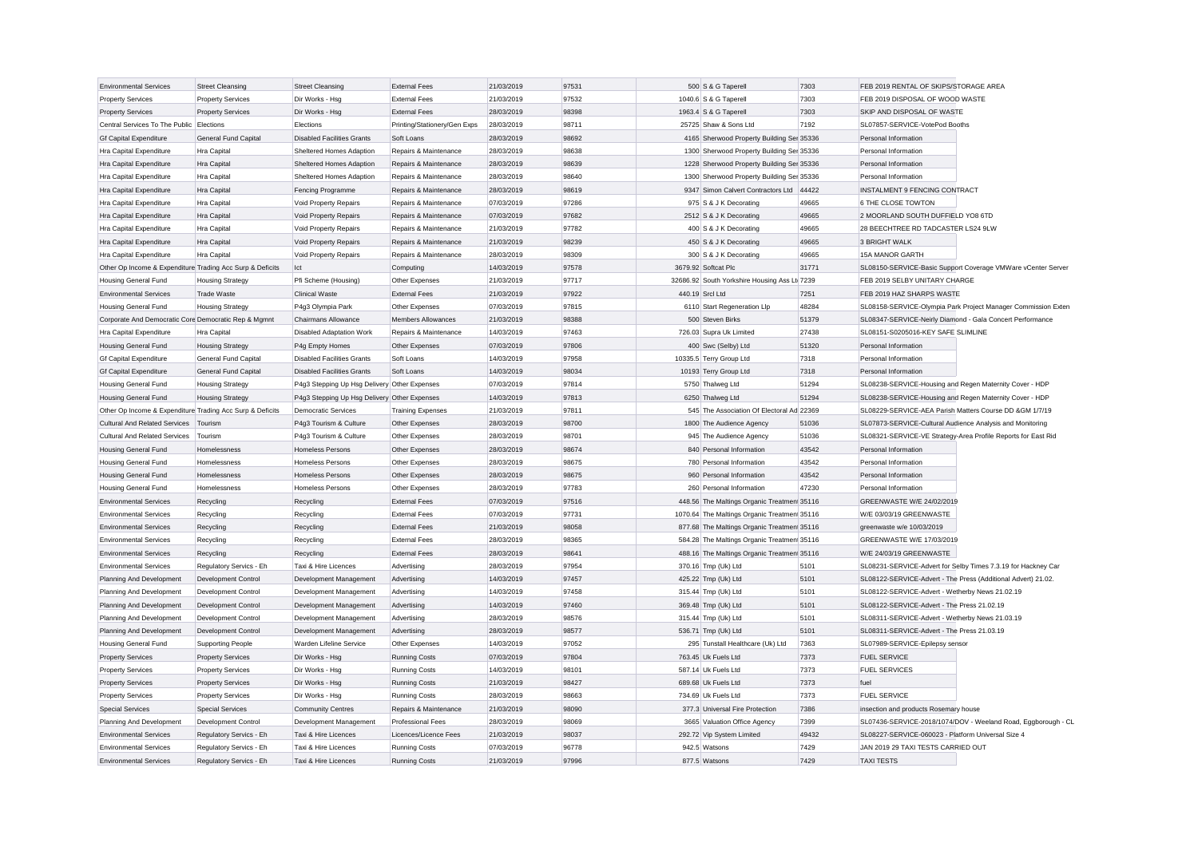| | | | | | | | | | |
|---|---|---|---|---|---|---|---|---|---|
| Environmental Services | Street Cleansing | Street Cleansing | External Fees | 21/03/2019 | 97531 | 500 | S & G Taperell | 7303 | FEB 2019 RENTAL OF SKIPS/STORAGE AREA |
| Property Services | Property Services | Dir Works - Hsg | External Fees | 21/03/2019 | 97532 | 1040.6 | S & G Taperell | 7303 | FEB 2019 DISPOSAL OF WOOD WASTE |
| Property Services | Property Services | Dir Works - Hsg | External Fees | 28/03/2019 | 98398 | 1963.4 | S & G Taperell | 7303 | SKIP AND DISPOSAL OF WASTE |
| Central Services To The Public | Elections | Elections | Printing/Stationery/Gen Exps | 28/03/2019 | 98711 | 25725 | Shaw & Sons Ltd | 7192 | SL07857-SERVICE-VotePod Booths |
| Gf Capital Expenditure | General Fund Capital | Disabled Facilities Grants | Soft Loans | 28/03/2019 | 98692 | 4165 | Sherwood Property Building Ser | 35336 | Personal Information |
| Hra Capital Expenditure | Hra Capital | Sheltered Homes Adaption | Repairs & Maintenance | 28/03/2019 | 98638 | 1300 | Sherwood Property Building Ser | 35336 | Personal Information |
| Hra Capital Expenditure | Hra Capital | Sheltered Homes Adaption | Repairs & Maintenance | 28/03/2019 | 98639 | 1228 | Sherwood Property Building Ser | 35336 | Personal Information |
| Hra Capital Expenditure | Hra Capital | Sheltered Homes Adaption | Repairs & Maintenance | 28/03/2019 | 98640 | 1300 | Sherwood Property Building Ser | 35336 | Personal Information |
| Hra Capital Expenditure | Hra Capital | Fencing Programme | Repairs & Maintenance | 28/03/2019 | 98619 | 9347 | Simon Calvert Contractors Ltd | 44422 | INSTALMENT 9 FENCING CONTRACT |
| Hra Capital Expenditure | Hra Capital | Void Property Repairs | Repairs & Maintenance | 07/03/2019 | 97286 | 975 | S & J K Decorating | 49665 | 6 THE CLOSE TOWTON |
| Hra Capital Expenditure | Hra Capital | Void Property Repairs | Repairs & Maintenance | 07/03/2019 | 97682 | 2512 | S & J K Decorating | 49665 | 2 MOORLAND SOUTH DUFFIELD YO8 6TD |
| Hra Capital Expenditure | Hra Capital | Void Property Repairs | Repairs & Maintenance | 21/03/2019 | 97782 | 400 | S & J K Decorating | 49665 | 28 BEECHTREE RD TADCASTER LS24 9LW |
| Hra Capital Expenditure | Hra Capital | Void Property Repairs | Repairs & Maintenance | 21/03/2019 | 98239 | 450 | S & J K Decorating | 49665 | 3 BRIGHT WALK |
| Hra Capital Expenditure | Hra Capital | Void Property Repairs | Repairs & Maintenance | 28/03/2019 | 98309 | 300 | S & J K Decorating | 49665 | 15A MANOR GARTH |
| Other Op Income & Expenditure | Trading Acc Surp & Deficits | Ict | Computing | 14/03/2019 | 97578 | 3679.92 | Softcat Plc | 31771 | SL08150-SERVICE-Basic Support Coverage VMWare vCenter Server |
| Housing General Fund | Housing Strategy | Pfi Scheme (Housing) | Other Expenses | 21/03/2019 | 97717 | 32686.92 | South Yorkshire Housing Ass Lt | 7239 | FEB 2019 SELBY UNITARY CHARGE |
| Environmental Services | Trade Waste | Clinical Waste | External Fees | 21/03/2019 | 97922 | 440.19 | Srcl Ltd | 7251 | FEB 2019 HAZ SHARPS WASTE |
| Housing General Fund | Housing Strategy | P4g3 Olympia Park | Other Expenses | 07/03/2019 | 97815 | 6110 | Start Regeneration Llp | 48284 | SL08158-SERVICE-Olympia Park Project Manager Commission Exten |
| Corporate And Democratic Core | Democratic Rep & Mgmnt | Chairmans Allowance | Members Allowances | 21/03/2019 | 98388 | 500 | Steven Birks | 51379 | SL08347-SERVICE-Neirly Diamond - Gala Concert Performance |
| Hra Capital Expenditure | Hra Capital | Disabled Adaptation Work | Repairs & Maintenance | 14/03/2019 | 97463 | 726.03 | Supra Uk Limited | 27438 | SL08151-S0205016-KEY SAFE SLIMLINE |
| Housing General Fund | Housing Strategy | P4g Empty Homes | Other Expenses | 07/03/2019 | 97806 | 400 | Swc (Selby) Ltd | 51320 | Personal Information |
| Gf Capital Expenditure | General Fund Capital | Disabled Facilities Grants | Soft Loans | 14/03/2019 | 97958 | 10335.5 | Terry Group Ltd | 7318 | Personal Information |
| Gf Capital Expenditure | General Fund Capital | Disabled Facilities Grants | Soft Loans | 14/03/2019 | 98034 | 10193 | Terry Group Ltd | 7318 | Personal Information |
| Housing General Fund | Housing Strategy | P4g3 Stepping Up Hsg Delivery | Other Expenses | 07/03/2019 | 97814 | 5750 | Thalweg Ltd | 51294 | SL08238-SERVICE-Housing and Regen Maternity Cover - HDP |
| Housing General Fund | Housing Strategy | P4g3 Stepping Up Hsg Delivery | Other Expenses | 14/03/2019 | 97813 | 6250 | Thalweg Ltd | 51294 | SL08238-SERVICE-Housing and Regen Maternity Cover - HDP |
| Other Op Income & Expenditure | Trading Acc Surp & Deficits | Democratic Services | Training Expenses | 21/03/2019 | 97811 | 545 | The Association Of Electoral Ad | 22369 | SL08229-SERVICE-AEA Parish Matters Course DD &GM 1/7/19 |
| Cultural And Related Services | Tourism | P4g3 Tourism & Culture | Other Expenses | 28/03/2019 | 98700 | 1800 | The Audience Agency | 51036 | SL07873-SERVICE-Cultural Audience Analysis and Monitoring |
| Cultural And Related Services | Tourism | P4g3 Tourism & Culture | Other Expenses | 28/03/2019 | 98701 | 945 | The Audience Agency | 51036 | SL08321-SERVICE-VE Strategy-Area Profile Reports for East Rid |
| Housing General Fund | Homelessness | Homeless Persons | Other Expenses | 28/03/2019 | 98674 | 840 | Personal Information | 43542 | Personal Information |
| Housing General Fund | Homelessness | Homeless Persons | Other Expenses | 28/03/2019 | 98675 | 780 | Personal Information | 43542 | Personal Information |
| Housing General Fund | Homelessness | Homeless Persons | Other Expenses | 28/03/2019 | 98675 | 960 | Personal Information | 43542 | Personal Information |
| Housing General Fund | Homelessness | Homeless Persons | Other Expenses | 28/03/2019 | 97783 | 260 | Personal Information | 47230 | Personal Information |
| Environmental Services | Recycling | Recycling | External Fees | 07/03/2019 | 97516 | 448.56 | The Maltings Organic Treatment | 35116 | GREENWASTE W/E 24/02/2019 |
| Environmental Services | Recycling | Recycling | External Fees | 07/03/2019 | 97731 | 1070.64 | The Maltings Organic Treatment | 35116 | W/E 03/03/19 GREENWASTE |
| Environmental Services | Recycling | Recycling | External Fees | 21/03/2019 | 98058 | 877.68 | The Maltings Organic Treatment | 35116 | greenwaste w/e 10/03/2019 |
| Environmental Services | Recycling | Recycling | External Fees | 28/03/2019 | 98365 | 584.28 | The Maltings Organic Treatment | 35116 | GREENWASTE W/E 17/03/2019 |
| Environmental Services | Recycling | Recycling | External Fees | 28/03/2019 | 98641 | 488.16 | The Maltings Organic Treatment | 35116 | W/E 24/03/19 GREENWASTE |
| Environmental Services | Regulatory Servics - Eh | Taxi & Hire Licences | Advertising | 28/03/2019 | 97954 | 370.16 | Tmp (Uk) Ltd | 5101 | SL08231-SERVICE-Advert for Selby Times 7.3.19 for Hackney Car |
| Planning And Development | Development Control | Development Management | Advertising | 14/03/2019 | 97457 | 425.22 | Tmp (Uk) Ltd | 5101 | SL08122-SERVICE-Advert - The Press (Additional Advert) 21.02. |
| Planning And Development | Development Control | Development Management | Advertising | 14/03/2019 | 97458 | 315.44 | Tmp (Uk) Ltd | 5101 | SL08122-SERVICE-Advert - Wetherby News 21.02.19 |
| Planning And Development | Development Control | Development Management | Advertising | 14/03/2019 | 97460 | 369.48 | Tmp (Uk) Ltd | 5101 | SL08122-SERVICE-Advert - The Press 21.02.19 |
| Planning And Development | Development Control | Development Management | Advertising | 28/03/2019 | 98576 | 315.44 | Tmp (Uk) Ltd | 5101 | SL08311-SERVICE-Advert - Wetherby News 21.03.19 |
| Planning And Development | Development Control | Development Management | Advertising | 28/03/2019 | 98577 | 536.71 | Tmp (Uk) Ltd | 5101 | SL08311-SERVICE-Advert - The Press 21.03.19 |
| Housing General Fund | Supporting People | Warden Lifeline Service | Other Expenses | 14/03/2019 | 97052 | 295 | Tunstall Healthcare (Uk) Ltd | 7363 | SL07989-SERVICE-Epilepsy sensor |
| Property Services | Property Services | Dir Works - Hsg | Running Costs | 07/03/2019 | 97804 | 763.45 | Uk Fuels Ltd | 7373 | FUEL SERVICE |
| Property Services | Property Services | Dir Works - Hsg | Running Costs | 14/03/2019 | 98101 | 587.14 | Uk Fuels Ltd | 7373 | FUEL SERVICES |
| Property Services | Property Services | Dir Works - Hsg | Running Costs | 21/03/2019 | 98427 | 689.68 | Uk Fuels Ltd | 7373 | fuel |
| Property Services | Property Services | Dir Works - Hsg | Running Costs | 28/03/2019 | 98663 | 734.69 | Uk Fuels Ltd | 7373 | FUEL SERVICE |
| Special Services | Special Services | Community Centres | Repairs & Maintenance | 21/03/2019 | 98090 | 377.3 | Universal Fire Protection | 7386 | insection and products Rosemary house |
| Planning And Development | Development Control | Development Management | Professional Fees | 28/03/2019 | 98069 | 3665 | Valuation Office Agency | 7399 | SL07436-SERVICE-2018/1074/DOV - Weeland Road, Eggborough - CL |
| Environmental Services | Regulatory Servics - Eh | Taxi & Hire Licences | Licences/Licence Fees | 21/03/2019 | 98037 | 292.72 | Vip System Limited | 49432 | SL08227-SERVICE-060023 - Platform Universal Size 4 |
| Environmental Services | Regulatory Servics - Eh | Taxi & Hire Licences | Running Costs | 07/03/2019 | 96778 | 942.5 | Watsons | 7429 | JAN 2019 29 TAXI TESTS CARRIED OUT |
| Environmental Services | Regulatory Servics - Eh | Taxi & Hire Licences | Running Costs | 21/03/2019 | 97996 | 877.5 | Watsons | 7429 | TAXI TESTS |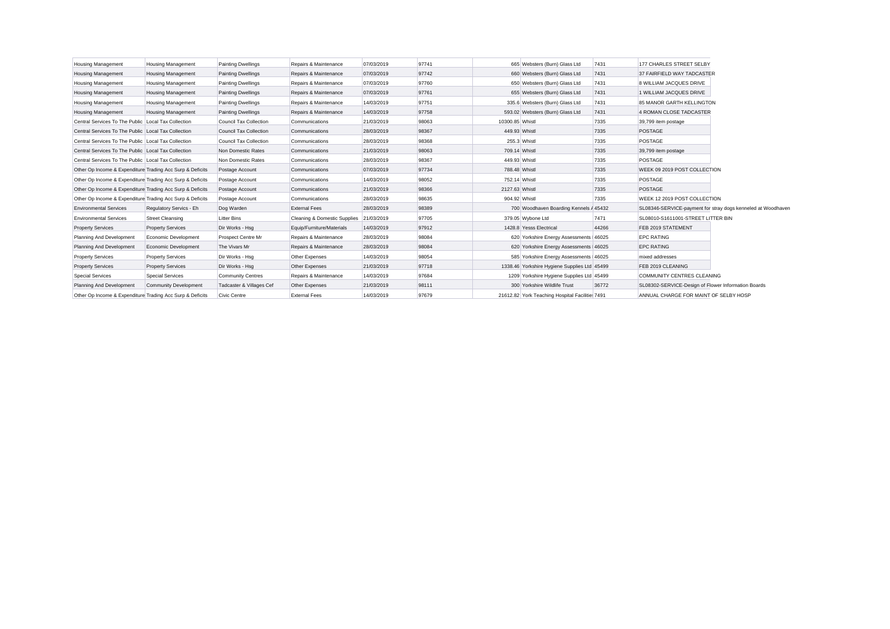| | | | | | | | | | |
|---|---|---|---|---|---|---|---|---|---|
| Housing Management | Housing Management | Painting Dwellings | Repairs & Maintenance | 07/03/2019 | 97741 | 665 | Websters (Burn) Glass Ltd | 7431 | 177 CHARLES STREET SELBY |
| Housing Management | Housing Management | Painting Dwellings | Repairs & Maintenance | 07/03/2019 | 97742 | 660 | Websters (Burn) Glass Ltd | 7431 | 37 FAIRFIELD WAY TADCASTER |
| Housing Management | Housing Management | Painting Dwellings | Repairs & Maintenance | 07/03/2019 | 97760 | 650 | Websters (Burn) Glass Ltd | 7431 | 8 WILLIAM JACQUES DRIVE |
| Housing Management | Housing Management | Painting Dwellings | Repairs & Maintenance | 07/03/2019 | 97761 | 655 | Websters (Burn) Glass Ltd | 7431 | 1 WILLIAM JACQUES DRIVE |
| Housing Management | Housing Management | Painting Dwellings | Repairs & Maintenance | 14/03/2019 | 97751 | 335.6 | Websters (Burn) Glass Ltd | 7431 | 85 MANOR GARTH KELLINGTON |
| Housing Management | Housing Management | Painting Dwellings | Repairs & Maintenance | 14/03/2019 | 97758 | 593.02 | Websters (Burn) Glass Ltd | 7431 | 4 ROMAN CLOSE TADCASTER |
| Central Services To The Public | Local Tax Collection | Council Tax Collection | Communications | 21/03/2019 | 98063 | 10300.85 | Whistl | 7335 | 39,799 item postage |
| Central Services To The Public | Local Tax Collection | Council Tax Collection | Communications | 28/03/2019 | 98367 | 449.93 | Whistl | 7335 | POSTAGE |
| Central Services To The Public | Local Tax Collection | Council Tax Collection | Communications | 28/03/2019 | 98368 | 255.3 | Whistl | 7335 | POSTAGE |
| Central Services To The Public | Local Tax Collection | Non Domestic Rates | Communications | 21/03/2019 | 98063 | 709.14 | Whistl | 7335 | 39,799 item postage |
| Central Services To The Public | Local Tax Collection | Non Domestic Rates | Communications | 28/03/2019 | 98367 | 449.93 | Whistl | 7335 | POSTAGE |
| Other Op Income & Expenditure | Trading Acc Surp & Deficits | Postage Account | Communications | 07/03/2019 | 97734 | 788.48 | Whistl | 7335 | WEEK 09 2019 POST COLLECTION |
| Other Op Income & Expenditure | Trading Acc Surp & Deficits | Postage Account | Communications | 14/03/2019 | 98052 | 752.14 | Whistl | 7335 | POSTAGE |
| Other Op Income & Expenditure | Trading Acc Surp & Deficits | Postage Account | Communications | 21/03/2019 | 98366 | 2127.63 | Whistl | 7335 | POSTAGE |
| Other Op Income & Expenditure | Trading Acc Surp & Deficits | Postage Account | Communications | 28/03/2019 | 98635 | 904.92 | Whistl | 7335 | WEEK 12 2019 POST COLLECTION |
| Environmental Services | Regulatory Servics - Eh | Dog Warden | External Fees | 28/03/2019 | 98389 | 700 | Woodhaven Boarding Kennels / | 45432 | SL08346-SERVICE-payment for stray dogs kenneled at Woodhaven |
| Environmental Services | Street Cleansing | Litter Bins | Cleaning & Domestic Supplies | 21/03/2019 | 97705 | 379.05 | Wybone Ltd | 7471 | SL08010-S1611001-STREET LITTER BIN |
| Property Services | Property Services | Dir Works - Hsg | Equip/Furniture/Materials | 14/03/2019 | 97912 | 1428.8 | Yesss Electrical | 44266 | FEB 2019 STATEMENT |
| Planning And Development | Economic Development | Prospect Centre Mr | Repairs & Maintenance | 28/03/2019 | 98084 | 620 | Yorkshire Energy Assessments | 46025 | EPC RATING |
| Planning And Development | Economic Development | The Vivars Mr | Repairs & Maintenance | 28/03/2019 | 98084 | 620 | Yorkshire Energy Assessments | 46025 | EPC RATING |
| Property Services | Property Services | Dir Works - Hsg | Other Expenses | 14/03/2019 | 98054 | 585 | Yorkshire Energy Assessments | 46025 | mixed addresses |
| Property Services | Property Services | Dir Works - Hsg | Other Expenses | 21/03/2019 | 97718 | 1338.46 | Yorkshire Hygiene Supplies Ltd | 45499 | FEB 2019 CLEANING |
| Special Services | Special Services | Community Centres | Repairs & Maintenance | 14/03/2019 | 97684 | 1209 | Yorkshire Hygiene Supplies Ltd | 45499 | COMMUNITY CENTRES CLEANING |
| Planning And Development | Community Development | Tadcaster & Villages Cef | Other Expenses | 21/03/2019 | 98111 | 300 | Yorkshire Wildlife Trust | 36772 | SL08302-SERVICE-Design of Flower Information Boards |
| Other Op Income & Expenditure | Trading Acc Surp & Deficits | Civic Centre | External Fees | 14/03/2019 | 97679 | 21612.82 | York Teaching Hospital Facilitie | 7491 | ANNUAL CHARGE FOR MAINT OF SELBY HOSP |